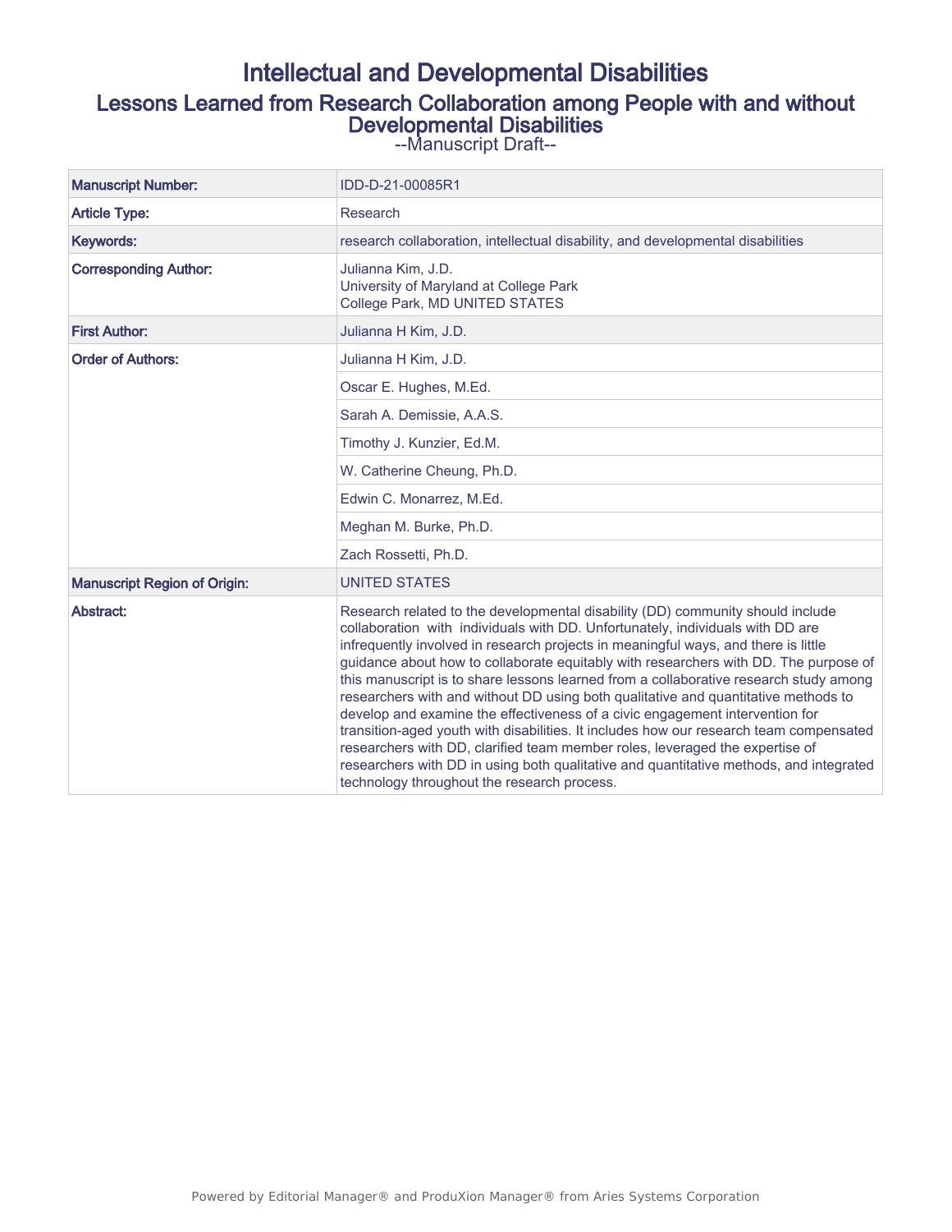# Intellectual and Developmental Disabilities

## Lessons Learned from Research Collaboration among People with and without Developmental Disabilities

--Manuscript Draft--

| | |
|---|---|
| **Manuscript Number:** | IDD-D-21-00085R1 |
| **Article Type:** | Research |
| **Keywords:** | research collaboration, intellectual disability, and developmental disabilities |
| **Corresponding Author:** | Julianna Kim, J.D.<br>University of Maryland at College Park<br>College Park, MD UNITED STATES |
| **First Author:** | Julianna H Kim, J.D. |
| **Order of Authors:** | Julianna H Kim, J.D. |
| | Oscar E. Hughes, M.Ed. |
| | Sarah A. Demissie, A.A.S. |
| | Timothy J. Kunzier, Ed.M. |
| | W. Catherine Cheung, Ph.D. |
| | Edwin C. Monarrez, M.Ed. |
| | Meghan M. Burke, Ph.D. |
| | Zach Rossetti, Ph.D. |
| **Manuscript Region of Origin:** | UNITED STATES |
| **Abstract:** | Research related to the developmental disability (DD) community should include collaboration with individuals with DD. Unfortunately, individuals with DD are infrequently involved in research projects in meaningful ways, and there is little guidance about how to collaborate equitably with researchers with DD. The purpose of this manuscript is to share lessons learned from a collaborative research study among researchers with and without DD using both qualitative and quantitative methods to develop and examine the effectiveness of a civic engagement intervention for transition-aged youth with disabilities. It includes how our research team compensated researchers with DD, clarified team member roles, leveraged the expertise of researchers with DD in using both qualitative and quantitative methods, and integrated technology throughout the research process. |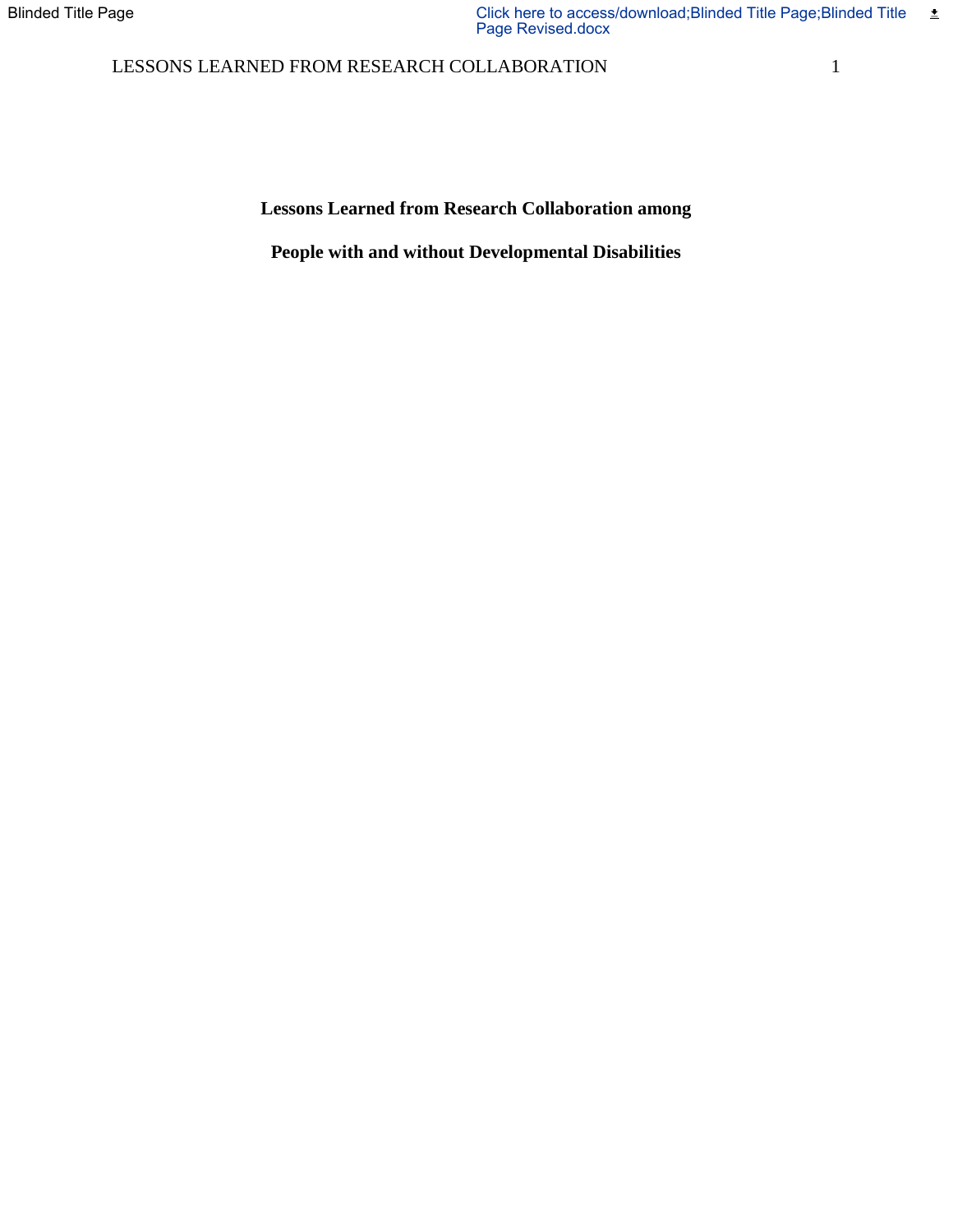# Lessons Learned from Research Collaboration among People with and without Developmental Disabilities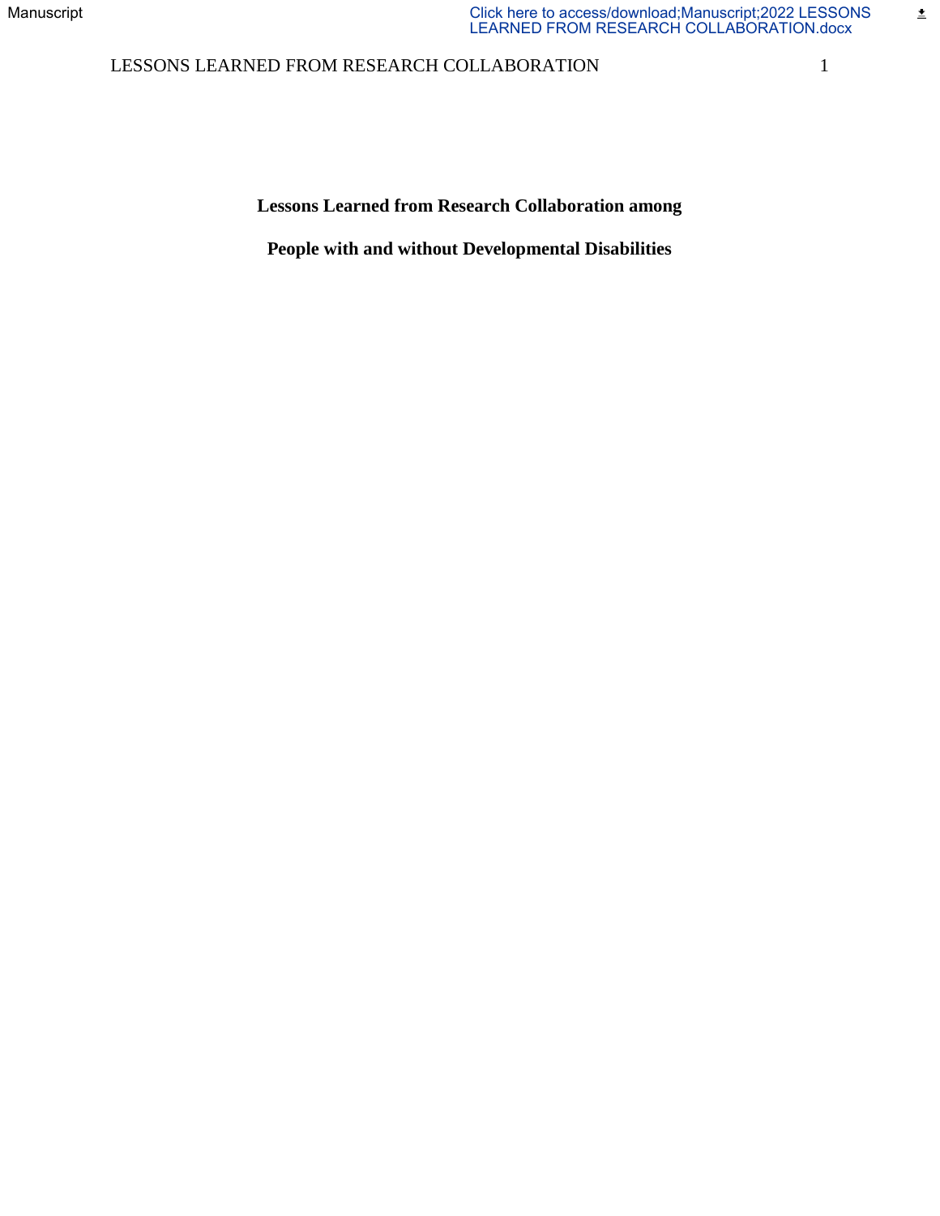# Lessons Learned from Research Collaboration among People with and without Developmental Disabilities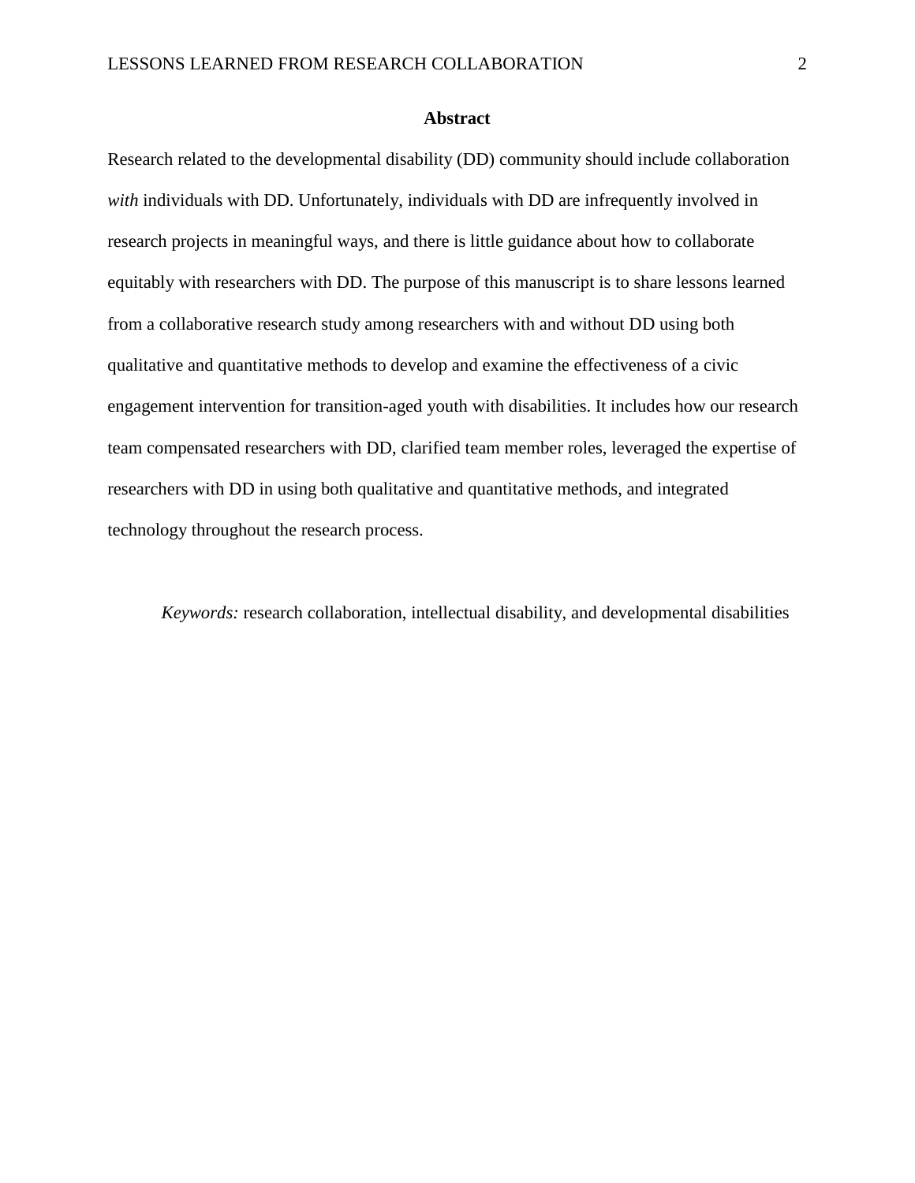## Abstract

Research related to the developmental disability (DD) community should include collaboration *with* individuals with DD. Unfortunately, individuals with DD are infrequently involved in research projects in meaningful ways, and there is little guidance about how to collaborate equitably with researchers with DD. The purpose of this manuscript is to share lessons learned from a collaborative research study among researchers with and without DD using both qualitative and quantitative methods to develop and examine the effectiveness of a civic engagement intervention for transition-aged youth with disabilities. It includes how our research team compensated researchers with DD, clarified team member roles, leveraged the expertise of researchers with DD in using both qualitative and quantitative methods, and integrated technology throughout the research process.

*Keywords:* research collaboration, intellectual disability, and developmental disabilities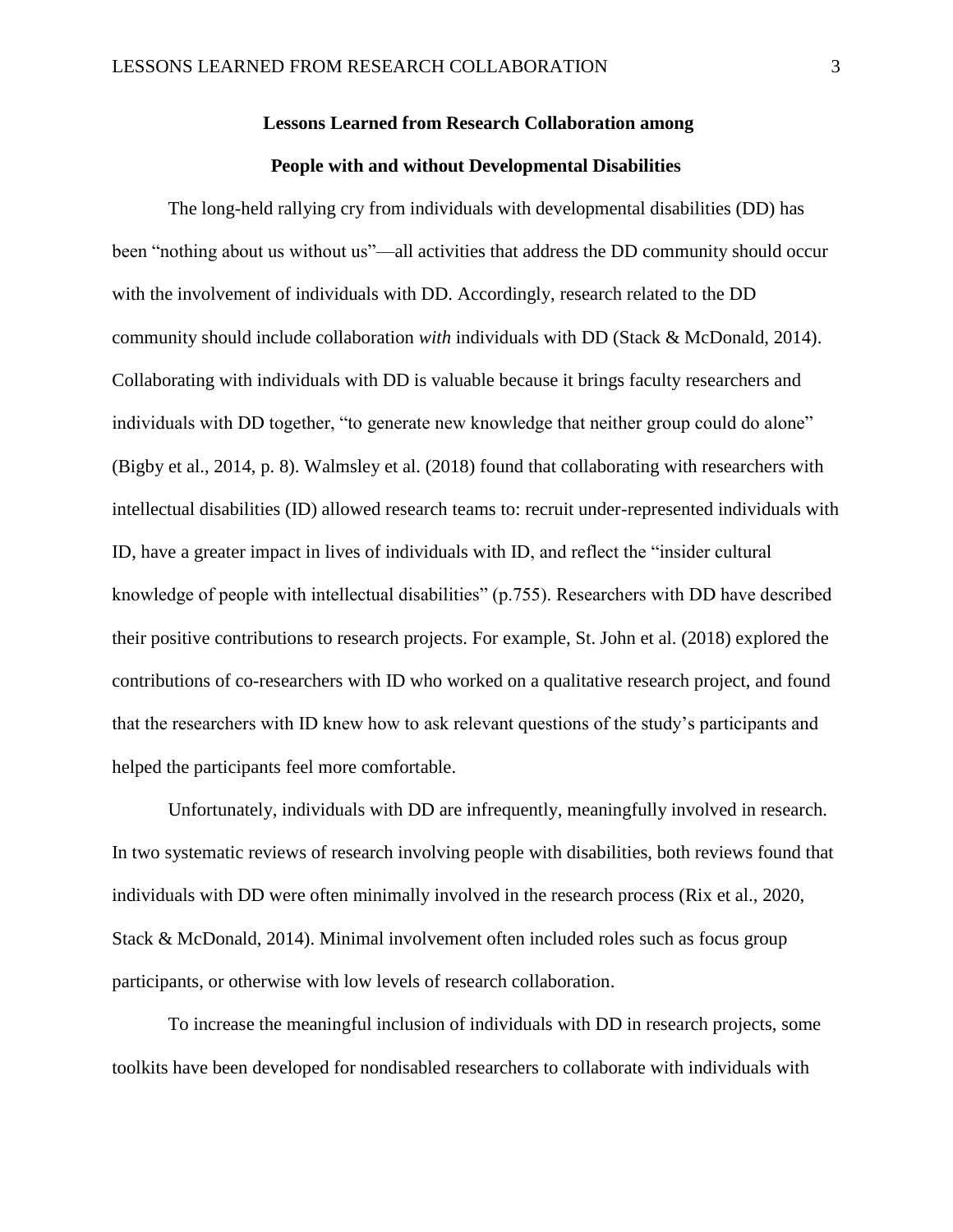**Lessons Learned from Research Collaboration among**

**People with and without Developmental Disabilities**

The long-held rallying cry from individuals with developmental disabilities (DD) has been "nothing about us without us"—all activities that address the DD community should occur with the involvement of individuals with DD. Accordingly, research related to the DD community should include collaboration *with* individuals with DD (Stack & McDonald, 2014). Collaborating with individuals with DD is valuable because it brings faculty researchers and individuals with DD together, "to generate new knowledge that neither group could do alone" (Bigby et al., 2014, p. 8). Walmsley et al. (2018) found that collaborating with researchers with intellectual disabilities (ID) allowed research teams to: recruit under-represented individuals with ID, have a greater impact in lives of individuals with ID, and reflect the "insider cultural knowledge of people with intellectual disabilities" (p.755). Researchers with DD have described their positive contributions to research projects. For example, St. John et al. (2018) explored the contributions of co-researchers with ID who worked on a qualitative research project, and found that the researchers with ID knew how to ask relevant questions of the study's participants and helped the participants feel more comfortable.

Unfortunately, individuals with DD are infrequently, meaningfully involved in research. In two systematic reviews of research involving people with disabilities, both reviews found that individuals with DD were often minimally involved in the research process (Rix et al., 2020, Stack & McDonald, 2014). Minimal involvement often included roles such as focus group participants, or otherwise with low levels of research collaboration.

To increase the meaningful inclusion of individuals with DD in research projects, some toolkits have been developed for nondisabled researchers to collaborate with individuals with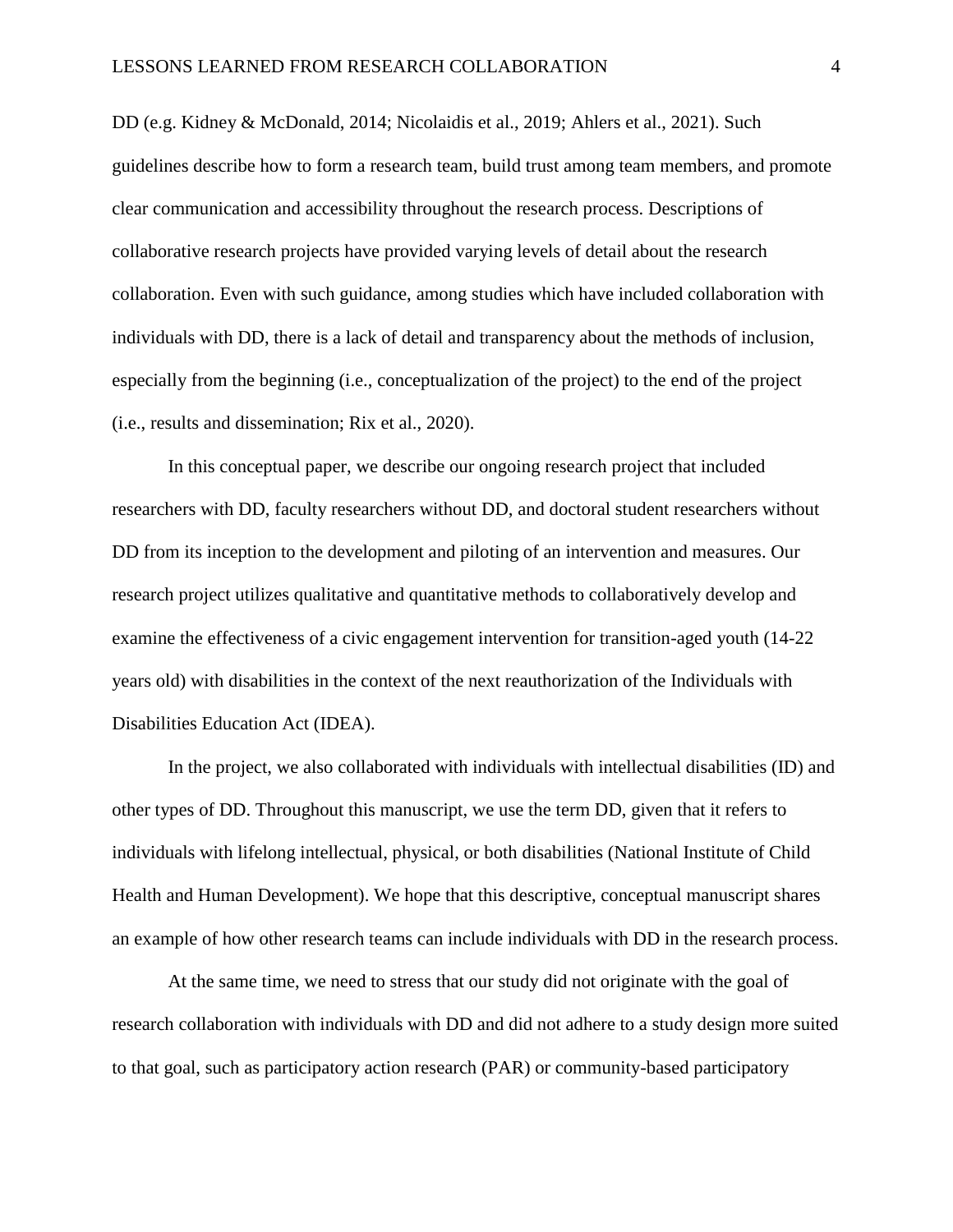DD (e.g. Kidney & McDonald, 2014; Nicolaidis et al., 2019; Ahlers et al., 2021). Such guidelines describe how to form a research team, build trust among team members, and promote clear communication and accessibility throughout the research process. Descriptions of collaborative research projects have provided varying levels of detail about the research collaboration. Even with such guidance, among studies which have included collaboration with individuals with DD, there is a lack of detail and transparency about the methods of inclusion, especially from the beginning (i.e., conceptualization of the project) to the end of the project (i.e., results and dissemination; Rix et al., 2020).

In this conceptual paper, we describe our ongoing research project that included researchers with DD, faculty researchers without DD, and doctoral student researchers without DD from its inception to the development and piloting of an intervention and measures. Our research project utilizes qualitative and quantitative methods to collaboratively develop and examine the effectiveness of a civic engagement intervention for transition-aged youth (14-22 years old) with disabilities in the context of the next reauthorization of the Individuals with Disabilities Education Act (IDEA).

In the project, we also collaborated with individuals with intellectual disabilities (ID) and other types of DD. Throughout this manuscript, we use the term DD, given that it refers to individuals with lifelong intellectual, physical, or both disabilities (National Institute of Child Health and Human Development). We hope that this descriptive, conceptual manuscript shares an example of how other research teams can include individuals with DD in the research process.

At the same time, we need to stress that our study did not originate with the goal of research collaboration with individuals with DD and did not adhere to a study design more suited to that goal, such as participatory action research (PAR) or community-based participatory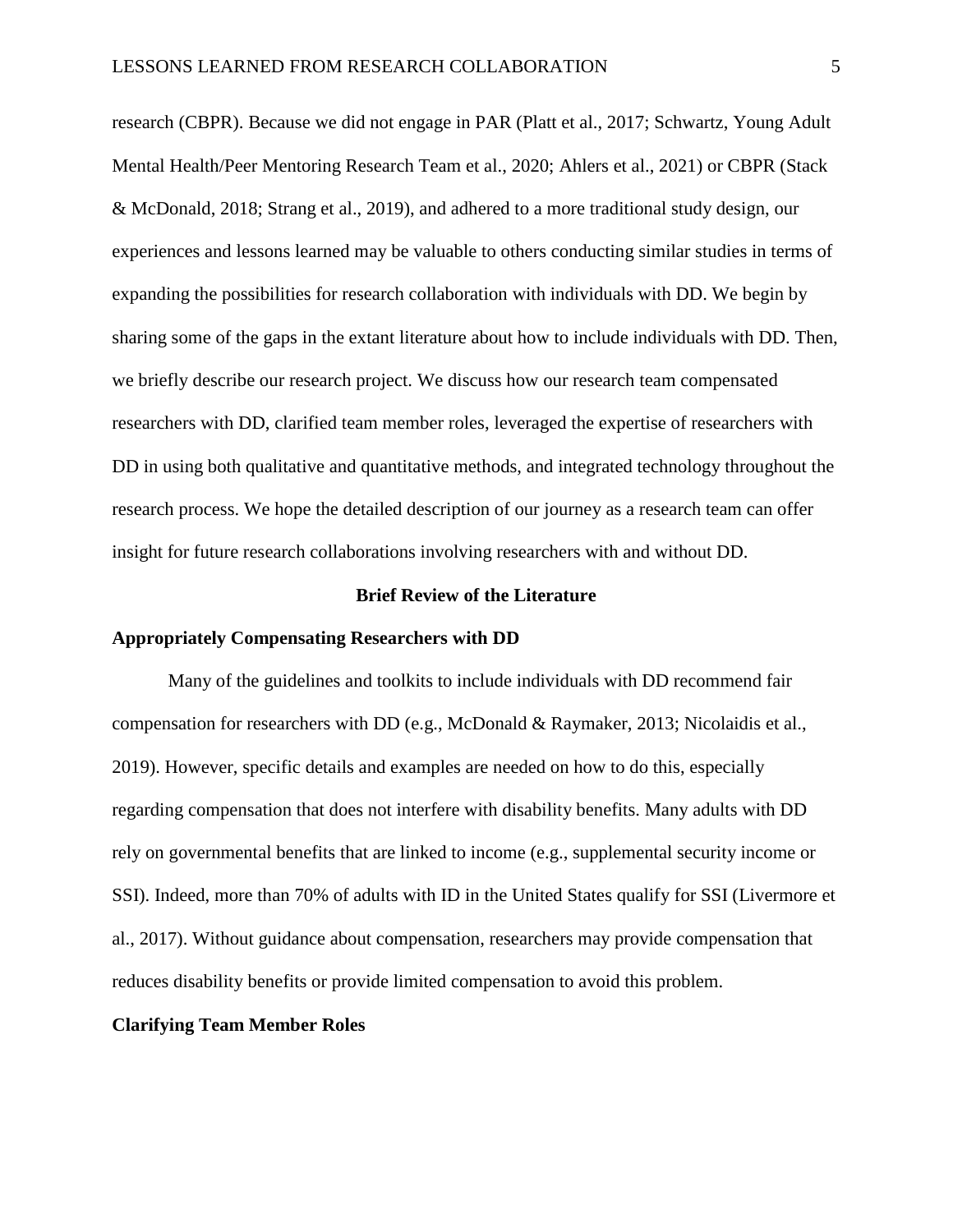research (CBPR). Because we did not engage in PAR (Platt et al., 2017; Schwartz, Young Adult Mental Health/Peer Mentoring Research Team et al., 2020; Ahlers et al., 2021) or CBPR (Stack & McDonald, 2018; Strang et al., 2019), and adhered to a more traditional study design, our experiences and lessons learned may be valuable to others conducting similar studies in terms of expanding the possibilities for research collaboration with individuals with DD. We begin by sharing some of the gaps in the extant literature about how to include individuals with DD. Then, we briefly describe our research project. We discuss how our research team compensated researchers with DD, clarified team member roles, leveraged the expertise of researchers with DD in using both qualitative and quantitative methods, and integrated technology throughout the research process. We hope the detailed description of our journey as a research team can offer insight for future research collaborations involving researchers with and without DD.

## Brief Review of the Literature

### Appropriately Compensating Researchers with DD

Many of the guidelines and toolkits to include individuals with DD recommend fair compensation for researchers with DD (e.g., McDonald & Raymaker, 2013; Nicolaidis et al., 2019). However, specific details and examples are needed on how to do this, especially regarding compensation that does not interfere with disability benefits. Many adults with DD rely on governmental benefits that are linked to income (e.g., supplemental security income or SSI). Indeed, more than 70% of adults with ID in the United States qualify for SSI (Livermore et al., 2017). Without guidance about compensation, researchers may provide compensation that reduces disability benefits or provide limited compensation to avoid this problem.

### Clarifying Team Member Roles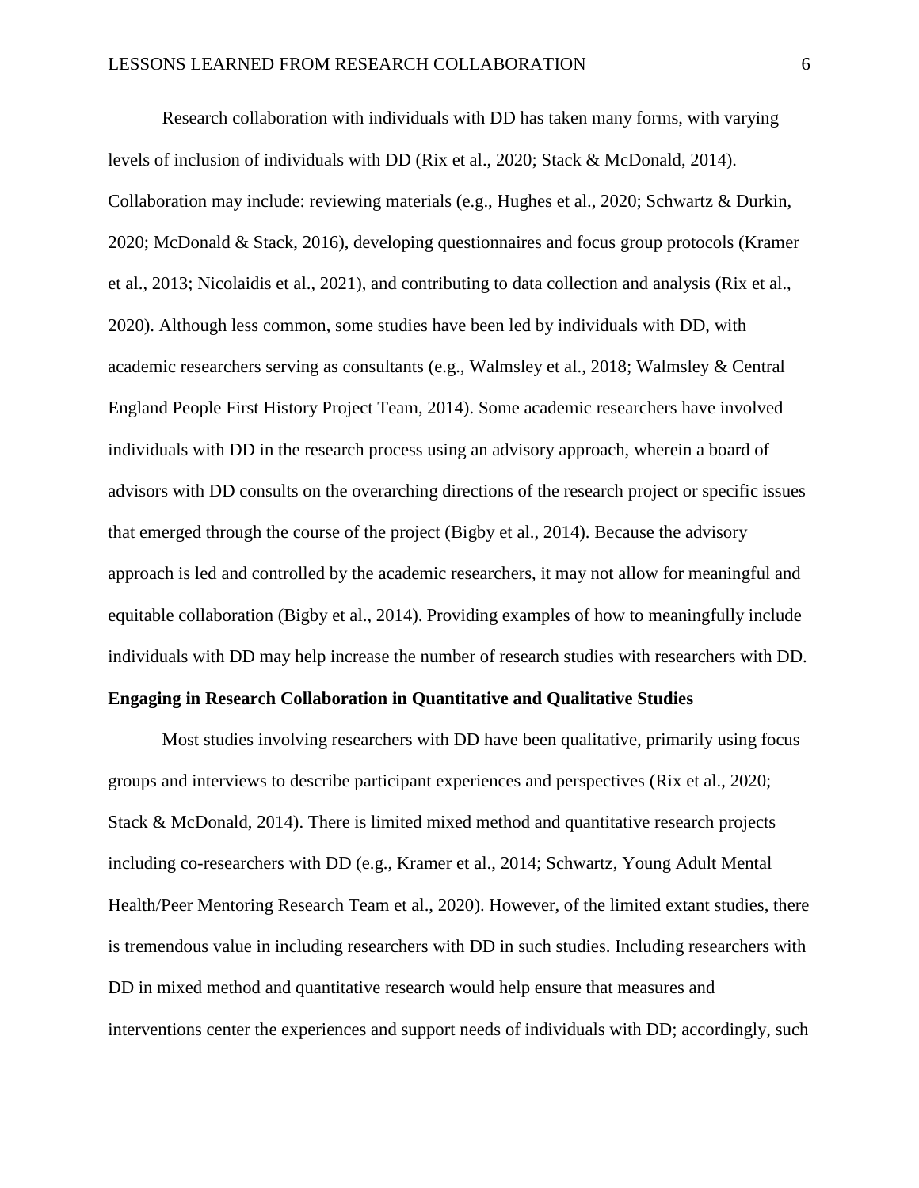Research collaboration with individuals with DD has taken many forms, with varying levels of inclusion of individuals with DD (Rix et al., 2020; Stack & McDonald, 2014). Collaboration may include: reviewing materials (e.g., Hughes et al., 2020; Schwartz & Durkin, 2020; McDonald & Stack, 2016), developing questionnaires and focus group protocols (Kramer et al., 2013; Nicolaidis et al., 2021), and contributing to data collection and analysis (Rix et al., 2020). Although less common, some studies have been led by individuals with DD, with academic researchers serving as consultants (e.g., Walmsley et al., 2018; Walmsley & Central England People First History Project Team, 2014). Some academic researchers have involved individuals with DD in the research process using an advisory approach, wherein a board of advisors with DD consults on the overarching directions of the research project or specific issues that emerged through the course of the project (Bigby et al., 2014). Because the advisory approach is led and controlled by the academic researchers, it may not allow for meaningful and equitable collaboration (Bigby et al., 2014). Providing examples of how to meaningfully include individuals with DD may help increase the number of research studies with researchers with DD.

**Engaging in Research Collaboration in Quantitative and Qualitative Studies**

Most studies involving researchers with DD have been qualitative, primarily using focus groups and interviews to describe participant experiences and perspectives (Rix et al., 2020; Stack & McDonald, 2014). There is limited mixed method and quantitative research projects including co-researchers with DD (e.g., Kramer et al., 2014; Schwartz, Young Adult Mental Health/Peer Mentoring Research Team et al., 2020). However, of the limited extant studies, there is tremendous value in including researchers with DD in such studies. Including researchers with DD in mixed method and quantitative research would help ensure that measures and interventions center the experiences and support needs of individuals with DD; accordingly, such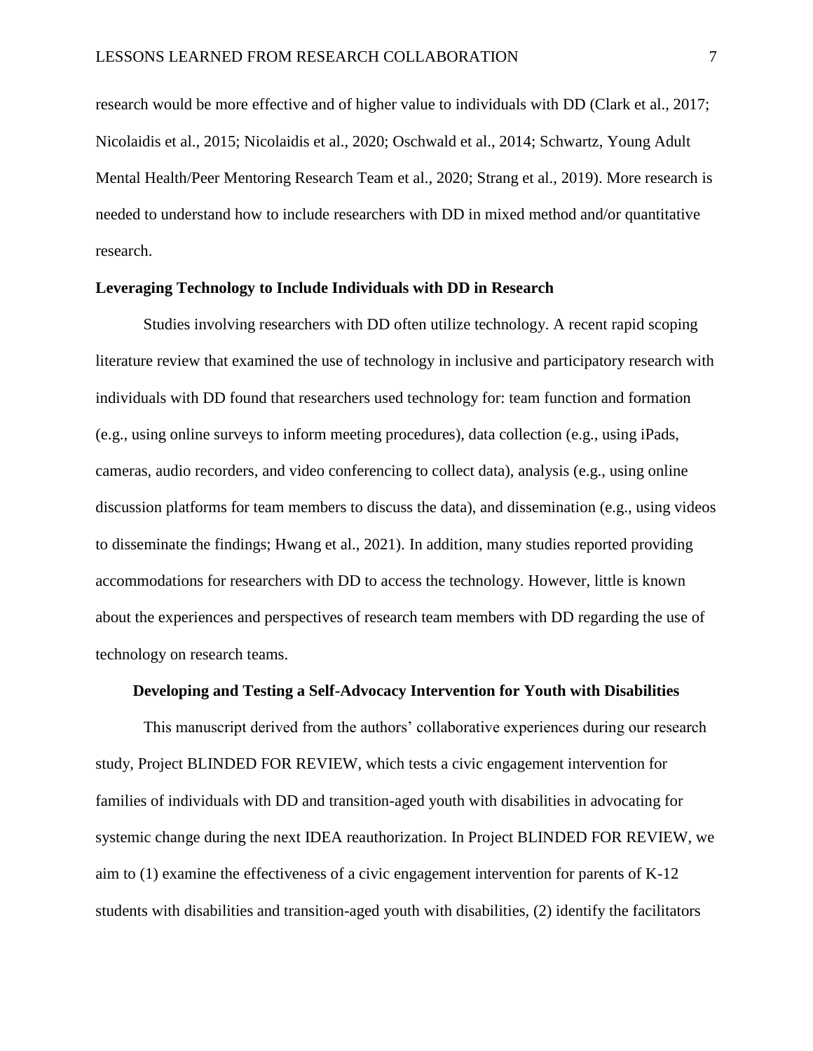research would be more effective and of higher value to individuals with DD (Clark et al., 2017; Nicolaidis et al., 2015; Nicolaidis et al., 2020; Oschwald et al., 2014; Schwartz, Young Adult Mental Health/Peer Mentoring Research Team et al., 2020; Strang et al., 2019). More research is needed to understand how to include researchers with DD in mixed method and/or quantitative research.

## Leveraging Technology to Include Individuals with DD in Research

Studies involving researchers with DD often utilize technology. A recent rapid scoping literature review that examined the use of technology in inclusive and participatory research with individuals with DD found that researchers used technology for: team function and formation (e.g., using online surveys to inform meeting procedures), data collection (e.g., using iPads, cameras, audio recorders, and video conferencing to collect data), analysis (e.g., using online discussion platforms for team members to discuss the data), and dissemination (e.g., using videos to disseminate the findings; Hwang et al., 2021). In addition, many studies reported providing accommodations for researchers with DD to access the technology. However, little is known about the experiences and perspectives of research team members with DD regarding the use of technology on research teams.

## Developing and Testing a Self-Advocacy Intervention for Youth with Disabilities

This manuscript derived from the authors' collaborative experiences during our research study, Project BLINDED FOR REVIEW, which tests a civic engagement intervention for families of individuals with DD and transition-aged youth with disabilities in advocating for systemic change during the next IDEA reauthorization. In Project BLINDED FOR REVIEW, we aim to (1) examine the effectiveness of a civic engagement intervention for parents of K-12 students with disabilities and transition-aged youth with disabilities, (2) identify the facilitators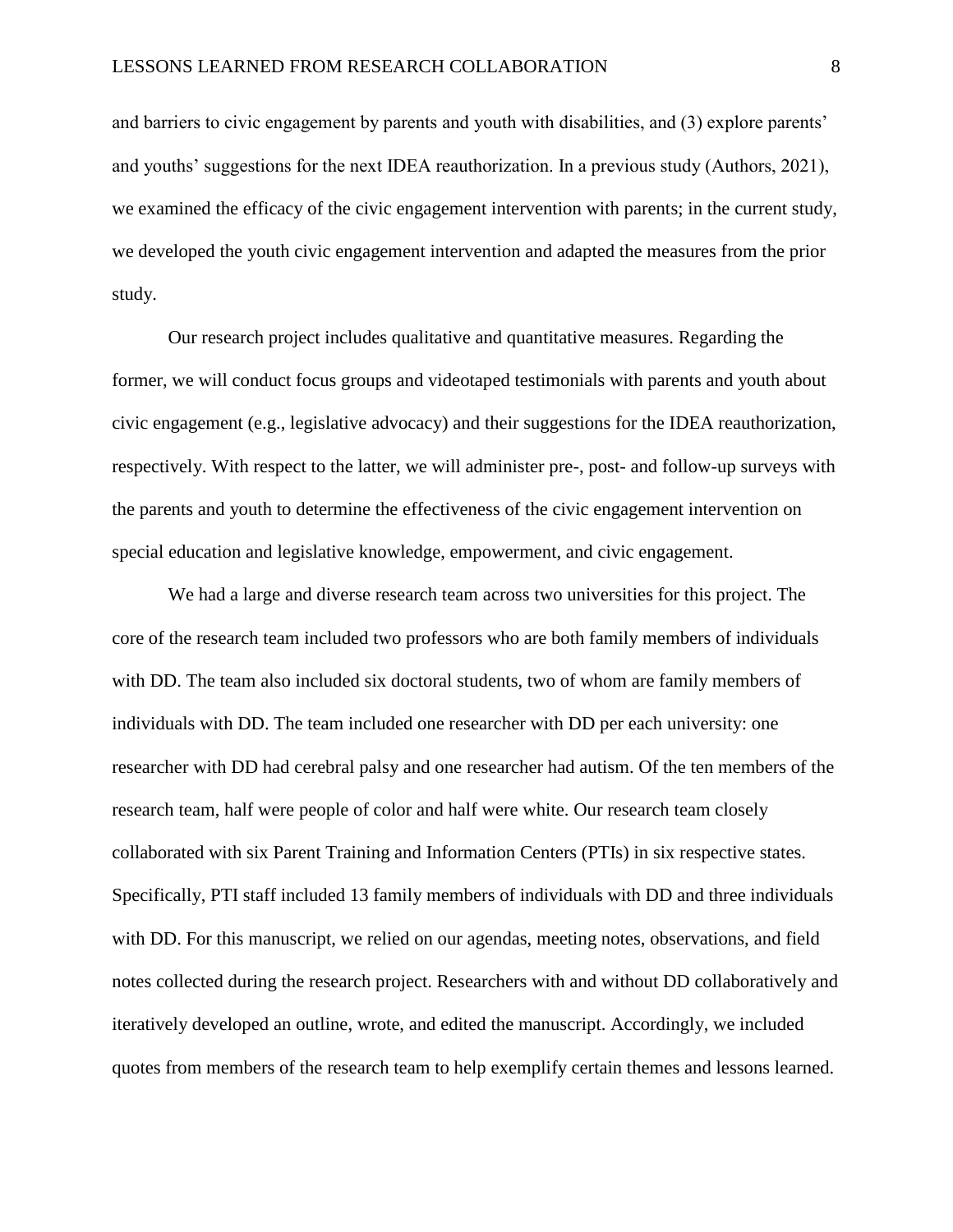and barriers to civic engagement by parents and youth with disabilities, and (3) explore parents' and youths' suggestions for the next IDEA reauthorization. In a previous study (Authors, 2021), we examined the efficacy of the civic engagement intervention with parents; in the current study, we developed the youth civic engagement intervention and adapted the measures from the prior study.

Our research project includes qualitative and quantitative measures. Regarding the former, we will conduct focus groups and videotaped testimonials with parents and youth about civic engagement (e.g., legislative advocacy) and their suggestions for the IDEA reauthorization, respectively. With respect to the latter, we will administer pre-, post- and follow-up surveys with the parents and youth to determine the effectiveness of the civic engagement intervention on special education and legislative knowledge, empowerment, and civic engagement.

We had a large and diverse research team across two universities for this project. The core of the research team included two professors who are both family members of individuals with DD. The team also included six doctoral students, two of whom are family members of individuals with DD. The team included one researcher with DD per each university: one researcher with DD had cerebral palsy and one researcher had autism. Of the ten members of the research team, half were people of color and half were white. Our research team closely collaborated with six Parent Training and Information Centers (PTIs) in six respective states. Specifically, PTI staff included 13 family members of individuals with DD and three individuals with DD. For this manuscript, we relied on our agendas, meeting notes, observations, and field notes collected during the research project. Researchers with and without DD collaboratively and iteratively developed an outline, wrote, and edited the manuscript. Accordingly, we included quotes from members of the research team to help exemplify certain themes and lessons learned.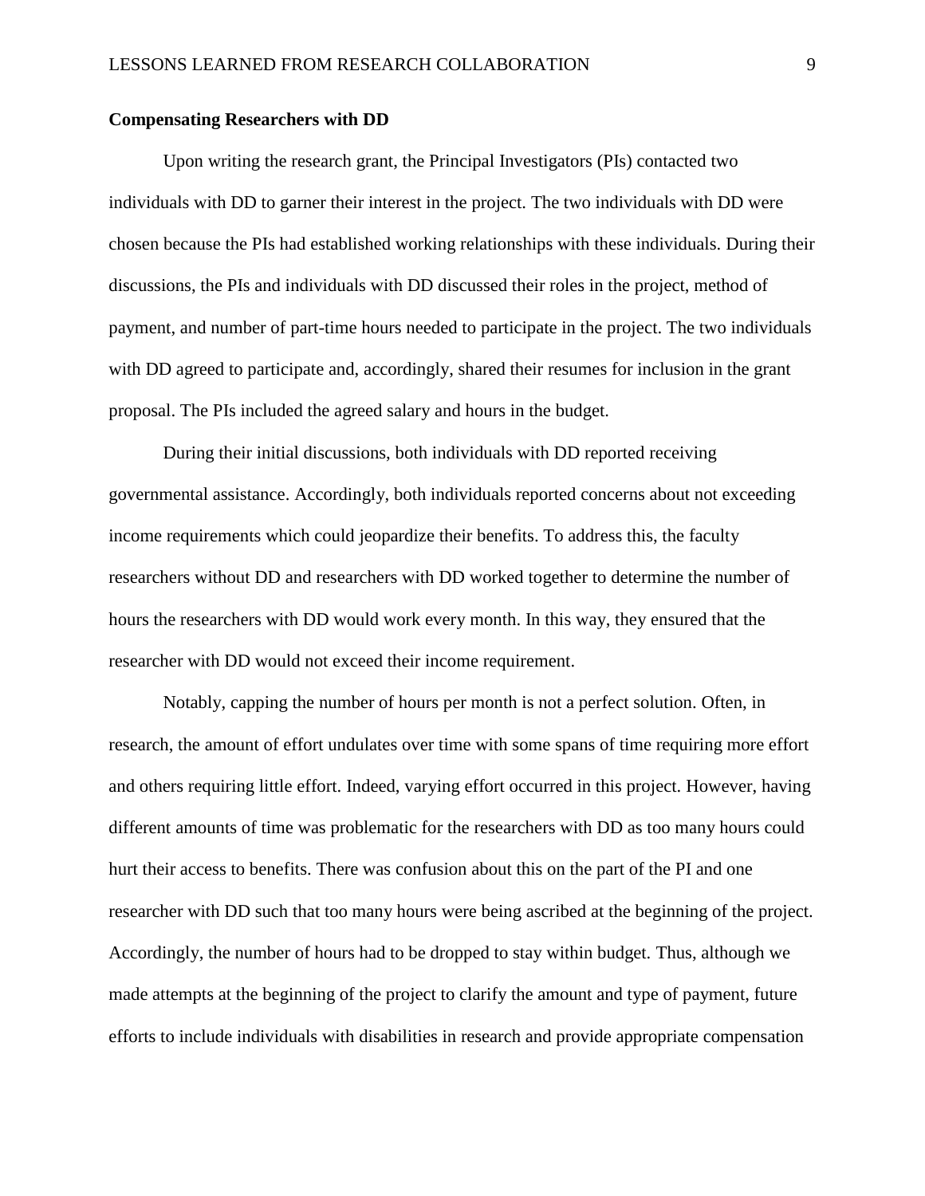## Compensating Researchers with DD

Upon writing the research grant, the Principal Investigators (PIs) contacted two individuals with DD to garner their interest in the project. The two individuals with DD were chosen because the PIs had established working relationships with these individuals. During their discussions, the PIs and individuals with DD discussed their roles in the project, method of payment, and number of part-time hours needed to participate in the project. The two individuals with DD agreed to participate and, accordingly, shared their resumes for inclusion in the grant proposal. The PIs included the agreed salary and hours in the budget.

During their initial discussions, both individuals with DD reported receiving governmental assistance. Accordingly, both individuals reported concerns about not exceeding income requirements which could jeopardize their benefits. To address this, the faculty researchers without DD and researchers with DD worked together to determine the number of hours the researchers with DD would work every month. In this way, they ensured that the researcher with DD would not exceed their income requirement.

Notably, capping the number of hours per month is not a perfect solution. Often, in research, the amount of effort undulates over time with some spans of time requiring more effort and others requiring little effort. Indeed, varying effort occurred in this project. However, having different amounts of time was problematic for the researchers with DD as too many hours could hurt their access to benefits. There was confusion about this on the part of the PI and one researcher with DD such that too many hours were being ascribed at the beginning of the project. Accordingly, the number of hours had to be dropped to stay within budget. Thus, although we made attempts at the beginning of the project to clarify the amount and type of payment, future efforts to include individuals with disabilities in research and provide appropriate compensation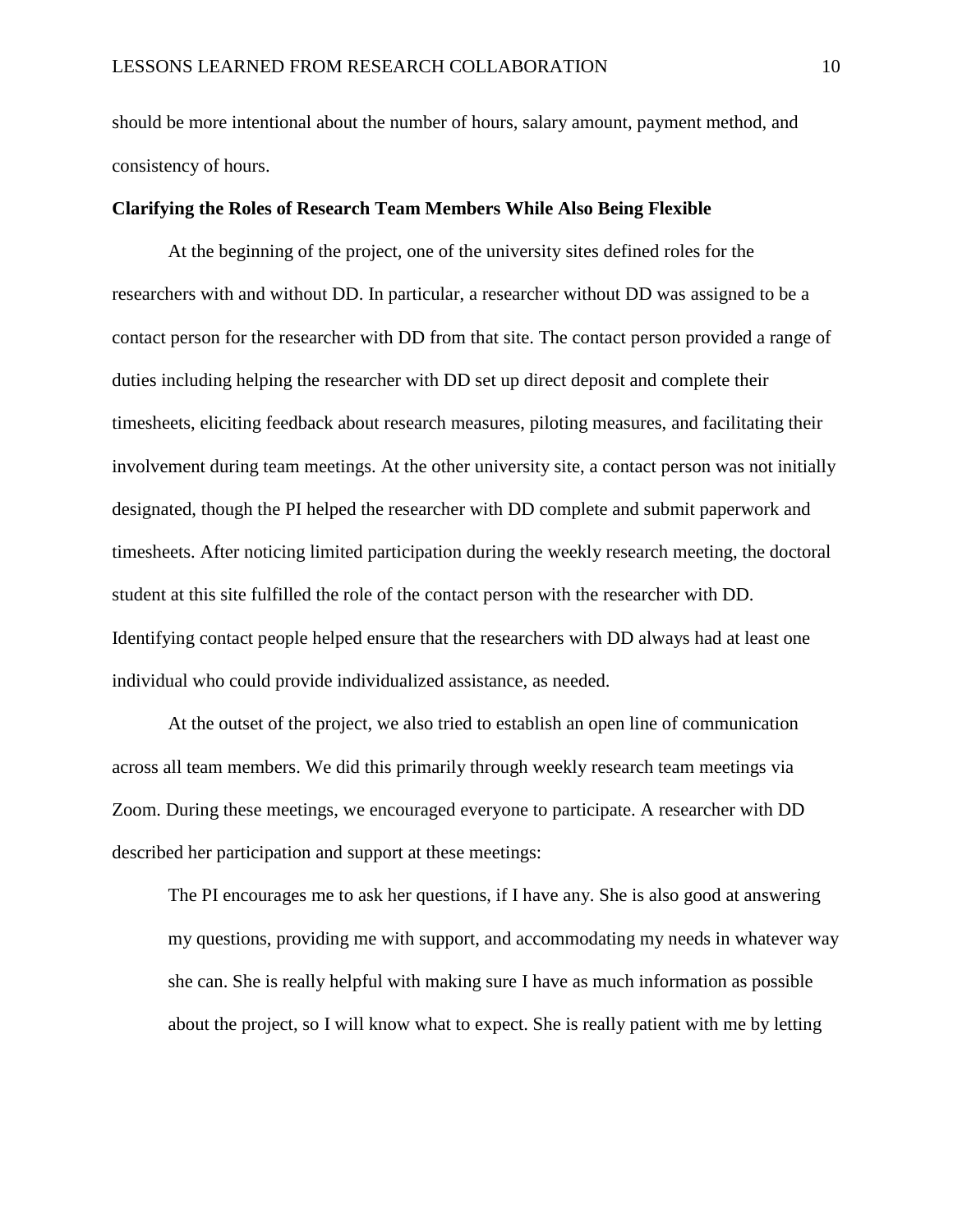should be more intentional about the number of hours, salary amount, payment method, and consistency of hours.

### Clarifying the Roles of Research Team Members While Also Being Flexible

At the beginning of the project, one of the university sites defined roles for the researchers with and without DD. In particular, a researcher without DD was assigned to be a contact person for the researcher with DD from that site. The contact person provided a range of duties including helping the researcher with DD set up direct deposit and complete their timesheets, eliciting feedback about research measures, piloting measures, and facilitating their involvement during team meetings. At the other university site, a contact person was not initially designated, though the PI helped the researcher with DD complete and submit paperwork and timesheets. After noticing limited participation during the weekly research meeting, the doctoral student at this site fulfilled the role of the contact person with the researcher with DD. Identifying contact people helped ensure that the researchers with DD always had at least one individual who could provide individualized assistance, as needed.

At the outset of the project, we also tried to establish an open line of communication across all team members. We did this primarily through weekly research team meetings via Zoom. During these meetings, we encouraged everyone to participate. A researcher with DD described her participation and support at these meetings:

> The PI encourages me to ask her questions, if I have any. She is also good at answering my questions, providing me with support, and accommodating my needs in whatever way she can. She is really helpful with making sure I have as much information as possible about the project, so I will know what to expect. She is really patient with me by letting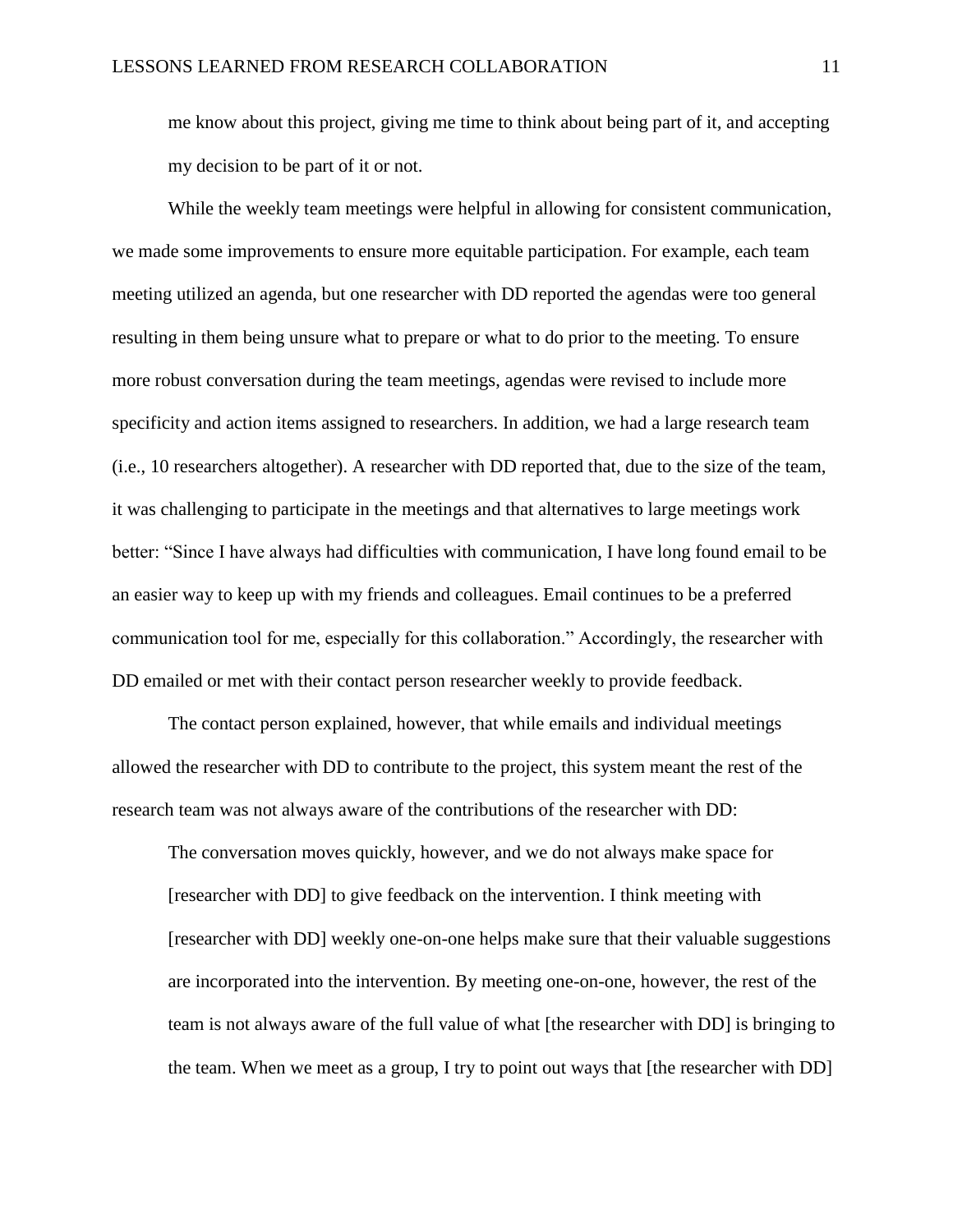> me know about this project, giving me time to think about being part of it, and accepting my decision to be part of it or not.

While the weekly team meetings were helpful in allowing for consistent communication, we made some improvements to ensure more equitable participation. For example, each team meeting utilized an agenda, but one researcher with DD reported the agendas were too general resulting in them being unsure what to prepare or what to do prior to the meeting. To ensure more robust conversation during the team meetings, agendas were revised to include more specificity and action items assigned to researchers. In addition, we had a large research team (i.e., 10 researchers altogether). A researcher with DD reported that, due to the size of the team, it was challenging to participate in the meetings and that alternatives to large meetings work better: "Since I have always had difficulties with communication, I have long found email to be an easier way to keep up with my friends and colleagues. Email continues to be a preferred communication tool for me, especially for this collaboration." Accordingly, the researcher with DD emailed or met with their contact person researcher weekly to provide feedback.

The contact person explained, however, that while emails and individual meetings allowed the researcher with DD to contribute to the project, this system meant the rest of the research team was not always aware of the contributions of the researcher with DD:

> The conversation moves quickly, however, and we do not always make space for [researcher with DD] to give feedback on the intervention. I think meeting with [researcher with DD] weekly one-on-one helps make sure that their valuable suggestions are incorporated into the intervention. By meeting one-on-one, however, the rest of the team is not always aware of the full value of what [the researcher with DD] is bringing to the team. When we meet as a group, I try to point out ways that [the researcher with DD]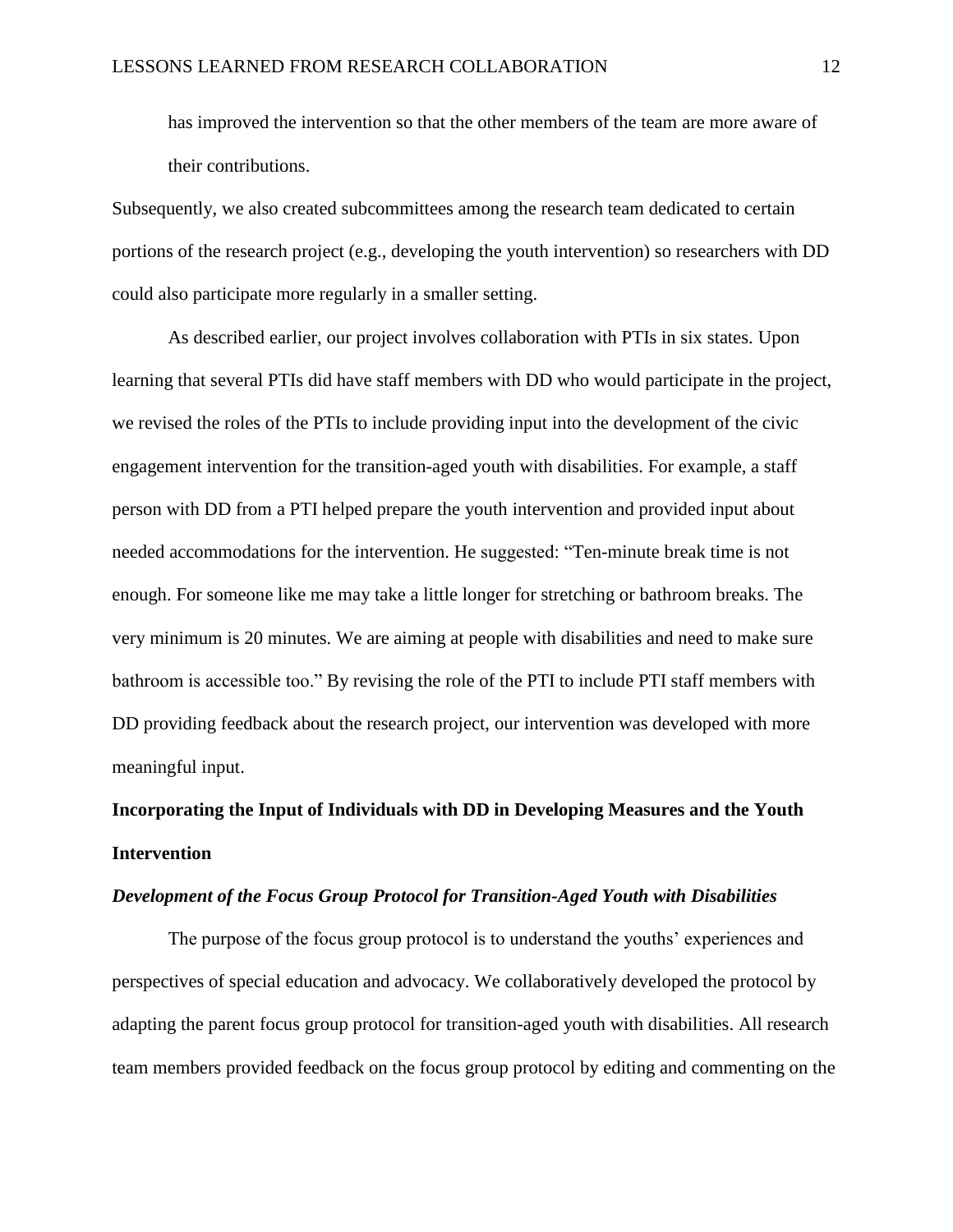has improved the intervention so that the other members of the team are more aware of their contributions.

Subsequently, we also created subcommittees among the research team dedicated to certain portions of the research project (e.g., developing the youth intervention) so researchers with DD could also participate more regularly in a smaller setting.

As described earlier, our project involves collaboration with PTIs in six states. Upon learning that several PTIs did have staff members with DD who would participate in the project, we revised the roles of the PTIs to include providing input into the development of the civic engagement intervention for the transition-aged youth with disabilities. For example, a staff person with DD from a PTI helped prepare the youth intervention and provided input about needed accommodations for the intervention. He suggested: "Ten-minute break time is not enough. For someone like me may take a little longer for stretching or bathroom breaks. The very minimum is 20 minutes. We are aiming at people with disabilities and need to make sure bathroom is accessible too." By revising the role of the PTI to include PTI staff members with DD providing feedback about the research project, our intervention was developed with more meaningful input.

## Incorporating the Input of Individuals with DD in Developing Measures and the Youth Intervention

### *Development of the Focus Group Protocol for Transition-Aged Youth with Disabilities*

The purpose of the focus group protocol is to understand the youths' experiences and perspectives of special education and advocacy. We collaboratively developed the protocol by adapting the parent focus group protocol for transition-aged youth with disabilities. All research team members provided feedback on the focus group protocol by editing and commenting on the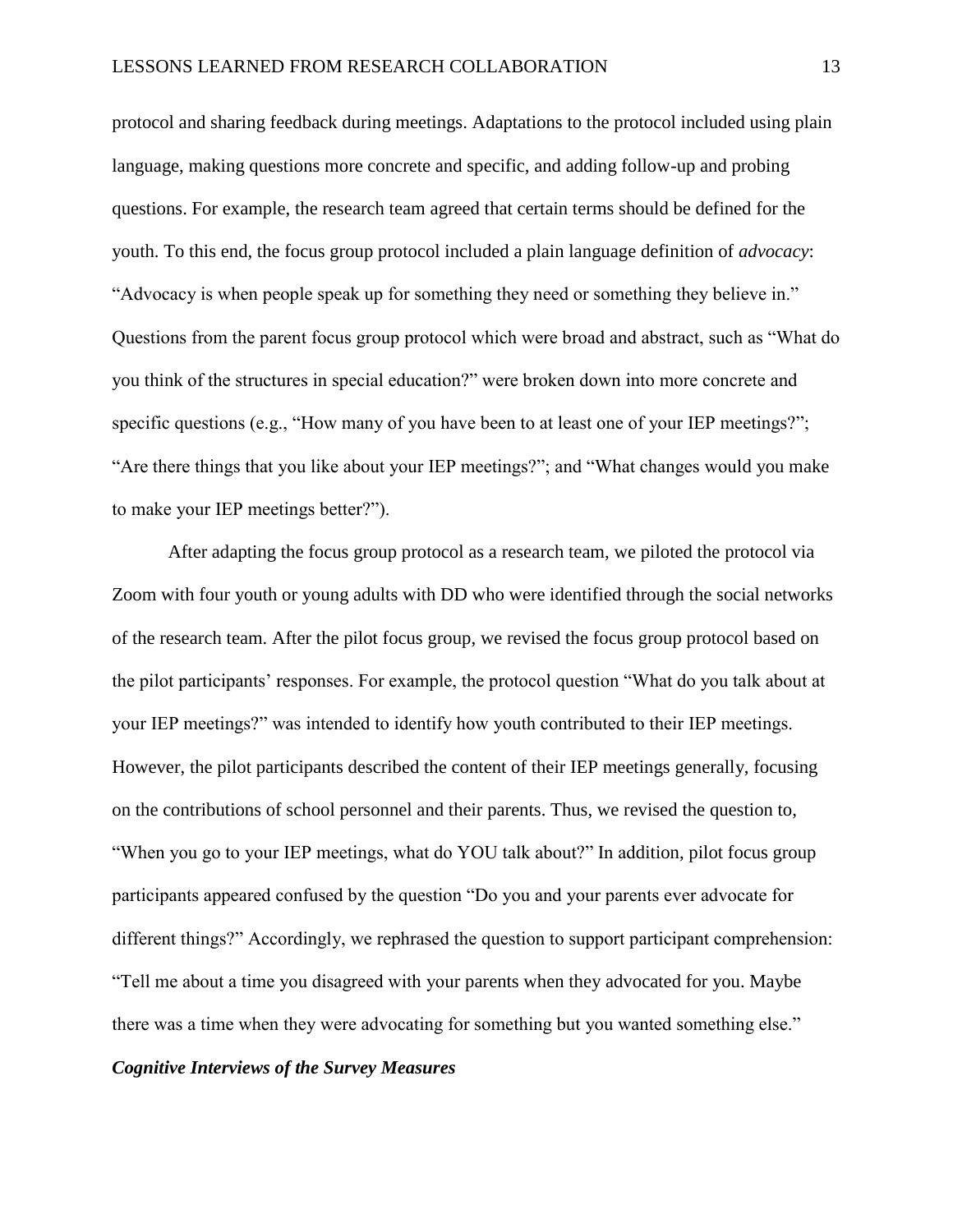protocol and sharing feedback during meetings. Adaptations to the protocol included using plain language, making questions more concrete and specific, and adding follow-up and probing questions. For example, the research team agreed that certain terms should be defined for the youth. To this end, the focus group protocol included a plain language definition of *advocacy*: "Advocacy is when people speak up for something they need or something they believe in." Questions from the parent focus group protocol which were broad and abstract, such as "What do you think of the structures in special education?" were broken down into more concrete and specific questions (e.g., "How many of you have been to at least one of your IEP meetings?"; "Are there things that you like about your IEP meetings?"; and "What changes would you make to make your IEP meetings better?").

After adapting the focus group protocol as a research team, we piloted the protocol via Zoom with four youth or young adults with DD who were identified through the social networks of the research team. After the pilot focus group, we revised the focus group protocol based on the pilot participants' responses. For example, the protocol question "What do you talk about at your IEP meetings?" was intended to identify how youth contributed to their IEP meetings. However, the pilot participants described the content of their IEP meetings generally, focusing on the contributions of school personnel and their parents. Thus, we revised the question to, "When you go to your IEP meetings, what do YOU talk about?" In addition, pilot focus group participants appeared confused by the question "Do you and your parents ever advocate for different things?" Accordingly, we rephrased the question to support participant comprehension: "Tell me about a time you disagreed with your parents when they advocated for you. Maybe there was a time when they were advocating for something but you wanted something else."

***Cognitive Interviews of the Survey Measures***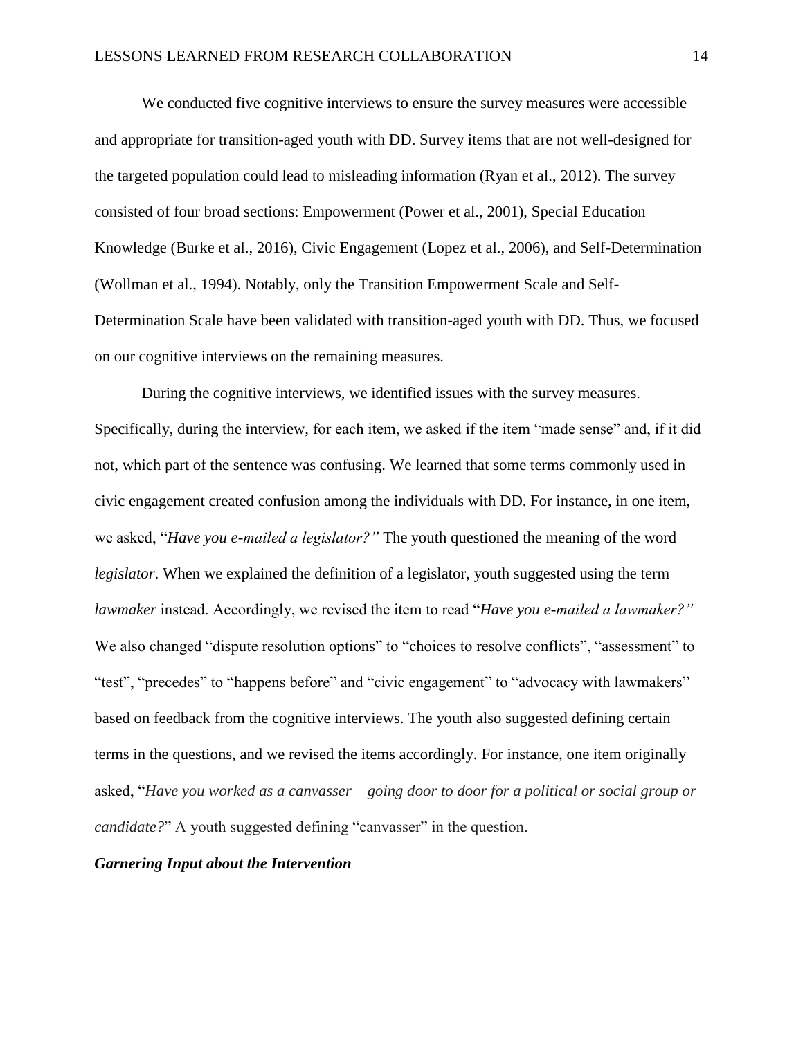We conducted five cognitive interviews to ensure the survey measures were accessible and appropriate for transition-aged youth with DD. Survey items that are not well-designed for the targeted population could lead to misleading information (Ryan et al., 2012). The survey consisted of four broad sections: Empowerment (Power et al., 2001), Special Education Knowledge (Burke et al., 2016), Civic Engagement (Lopez et al., 2006), and Self-Determination (Wollman et al., 1994). Notably, only the Transition Empowerment Scale and Self-Determination Scale have been validated with transition-aged youth with DD. Thus, we focused on our cognitive interviews on the remaining measures.

During the cognitive interviews, we identified issues with the survey measures. Specifically, during the interview, for each item, we asked if the item "made sense" and, if it did not, which part of the sentence was confusing. We learned that some terms commonly used in civic engagement created confusion among the individuals with DD. For instance, in one item, we asked, "*Have you e-mailed a legislator?"* The youth questioned the meaning of the word *legislator*. When we explained the definition of a legislator, youth suggested using the term *lawmaker* instead. Accordingly, we revised the item to read "*Have you e-mailed a lawmaker?"* We also changed "dispute resolution options" to "choices to resolve conflicts", "assessment" to "test", "precedes" to "happens before" and "civic engagement" to "advocacy with lawmakers" based on feedback from the cognitive interviews. The youth also suggested defining certain terms in the questions, and we revised the items accordingly. For instance, one item originally asked, "*Have you worked as a canvasser – going door to door for a political or social group or candidate?*" A youth suggested defining "canvasser" in the question.

### *Garnering Input about the Intervention*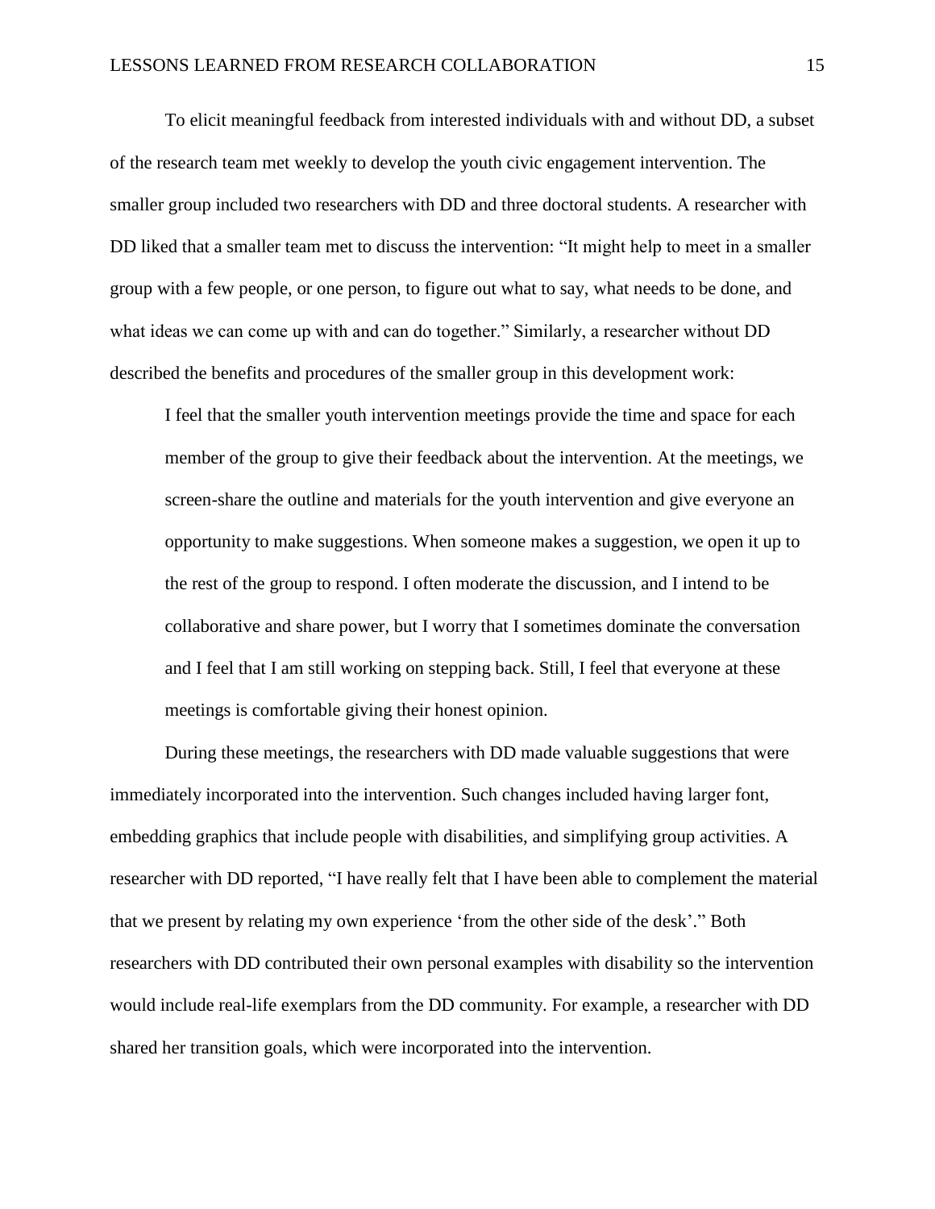To elicit meaningful feedback from interested individuals with and without DD, a subset of the research team met weekly to develop the youth civic engagement intervention. The smaller group included two researchers with DD and three doctoral students. A researcher with DD liked that a smaller team met to discuss the intervention: "It might help to meet in a smaller group with a few people, or one person, to figure out what to say, what needs to be done, and what ideas we can come up with and can do together." Similarly, a researcher without DD described the benefits and procedures of the smaller group in this development work:

> I feel that the smaller youth intervention meetings provide the time and space for each member of the group to give their feedback about the intervention. At the meetings, we screen-share the outline and materials for the youth intervention and give everyone an opportunity to make suggestions. When someone makes a suggestion, we open it up to the rest of the group to respond. I often moderate the discussion, and I intend to be collaborative and share power, but I worry that I sometimes dominate the conversation and I feel that I am still working on stepping back. Still, I feel that everyone at these meetings is comfortable giving their honest opinion.

During these meetings, the researchers with DD made valuable suggestions that were immediately incorporated into the intervention. Such changes included having larger font, embedding graphics that include people with disabilities, and simplifying group activities. A researcher with DD reported, "I have really felt that I have been able to complement the material that we present by relating my own experience 'from the other side of the desk'." Both researchers with DD contributed their own personal examples with disability so the intervention would include real-life exemplars from the DD community. For example, a researcher with DD shared her transition goals, which were incorporated into the intervention.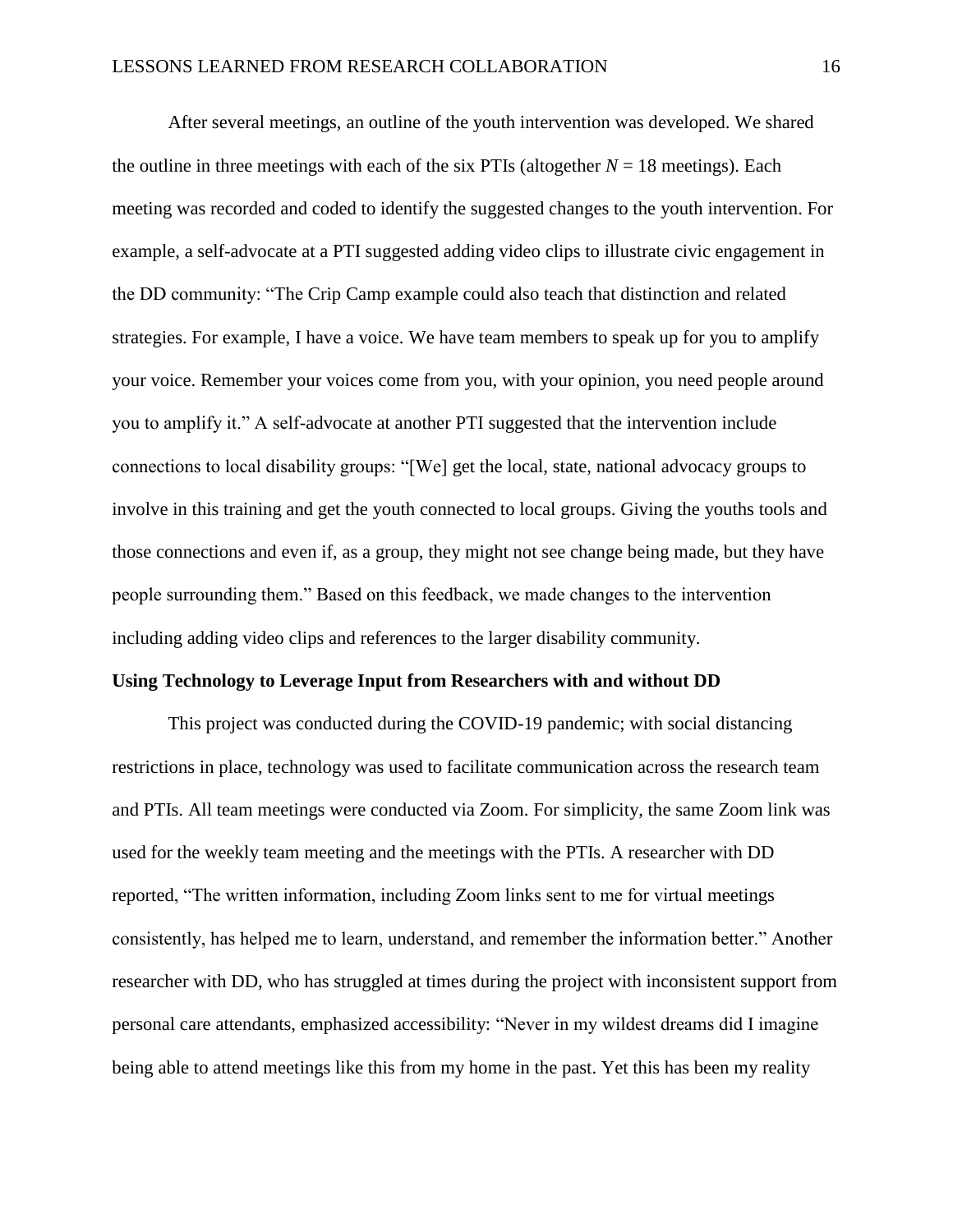After several meetings, an outline of the youth intervention was developed. We shared the outline in three meetings with each of the six PTIs (altogether $N = 18$ meetings). Each meeting was recorded and coded to identify the suggested changes to the youth intervention. For example, a self-advocate at a PTI suggested adding video clips to illustrate civic engagement in the DD community: "The Crip Camp example could also teach that distinction and related strategies. For example, I have a voice. We have team members to speak up for you to amplify your voice. Remember your voices come from you, with your opinion, you need people around you to amplify it." A self-advocate at another PTI suggested that the intervention include connections to local disability groups: "[We] get the local, state, national advocacy groups to involve in this training and get the youth connected to local groups. Giving the youths tools and those connections and even if, as a group, they might not see change being made, but they have people surrounding them." Based on this feedback, we made changes to the intervention including adding video clips and references to the larger disability community.

**Using Technology to Leverage Input from Researchers with and without DD**

This project was conducted during the COVID-19 pandemic; with social distancing restrictions in place, technology was used to facilitate communication across the research team and PTIs. All team meetings were conducted via Zoom. For simplicity, the same Zoom link was used for the weekly team meeting and the meetings with the PTIs. A researcher with DD reported, "The written information, including Zoom links sent to me for virtual meetings consistently, has helped me to learn, understand, and remember the information better." Another researcher with DD, who has struggled at times during the project with inconsistent support from personal care attendants, emphasized accessibility: "Never in my wildest dreams did I imagine being able to attend meetings like this from my home in the past. Yet this has been my reality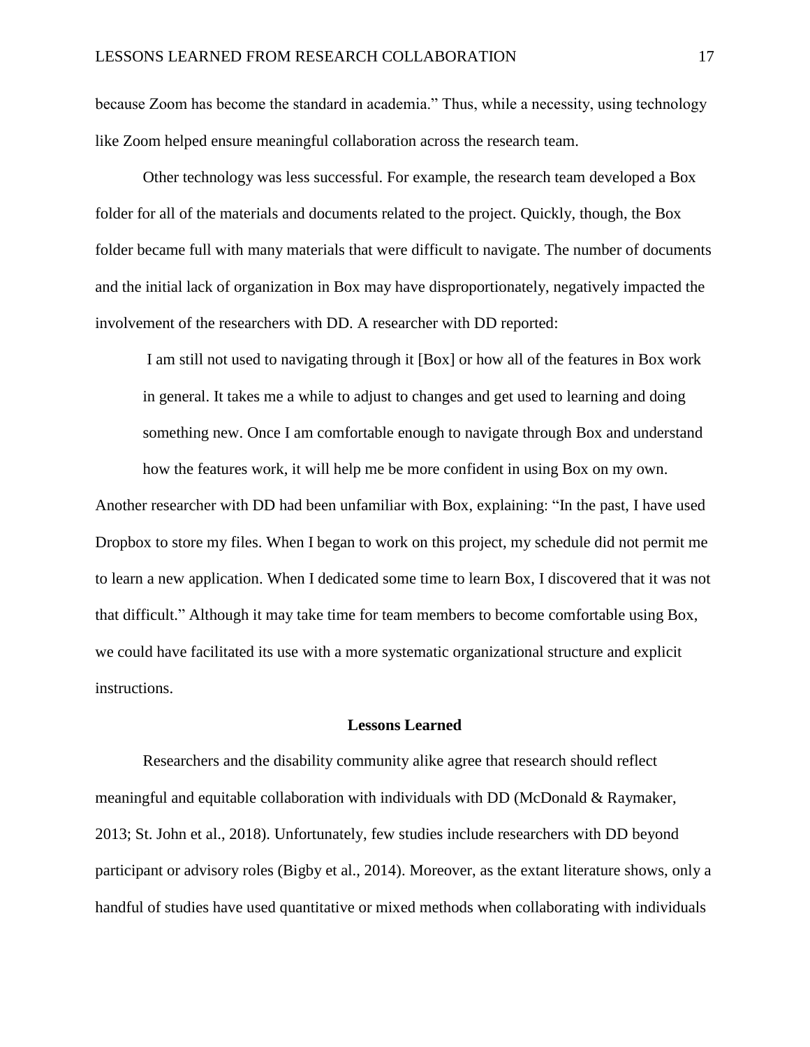because Zoom has become the standard in academia." Thus, while a necessity, using technology like Zoom helped ensure meaningful collaboration across the research team.

Other technology was less successful. For example, the research team developed a Box folder for all of the materials and documents related to the project. Quickly, though, the Box folder became full with many materials that were difficult to navigate. The number of documents and the initial lack of organization in Box may have disproportionately, negatively impacted the involvement of the researchers with DD. A researcher with DD reported:

> I am still not used to navigating through it [Box] or how all of the features in Box work in general. It takes me a while to adjust to changes and get used to learning and doing something new. Once I am comfortable enough to navigate through Box and understand how the features work, it will help me be more confident in using Box on my own.

Another researcher with DD had been unfamiliar with Box, explaining: "In the past, I have used Dropbox to store my files. When I began to work on this project, my schedule did not permit me to learn a new application. When I dedicated some time to learn Box, I discovered that it was not that difficult." Although it may take time for team members to become comfortable using Box, we could have facilitated its use with a more systematic organizational structure and explicit instructions.

## Lessons Learned

Researchers and the disability community alike agree that research should reflect meaningful and equitable collaboration with individuals with DD (McDonald & Raymaker, 2013; St. John et al., 2018). Unfortunately, few studies include researchers with DD beyond participant or advisory roles (Bigby et al., 2014). Moreover, as the extant literature shows, only a handful of studies have used quantitative or mixed methods when collaborating with individuals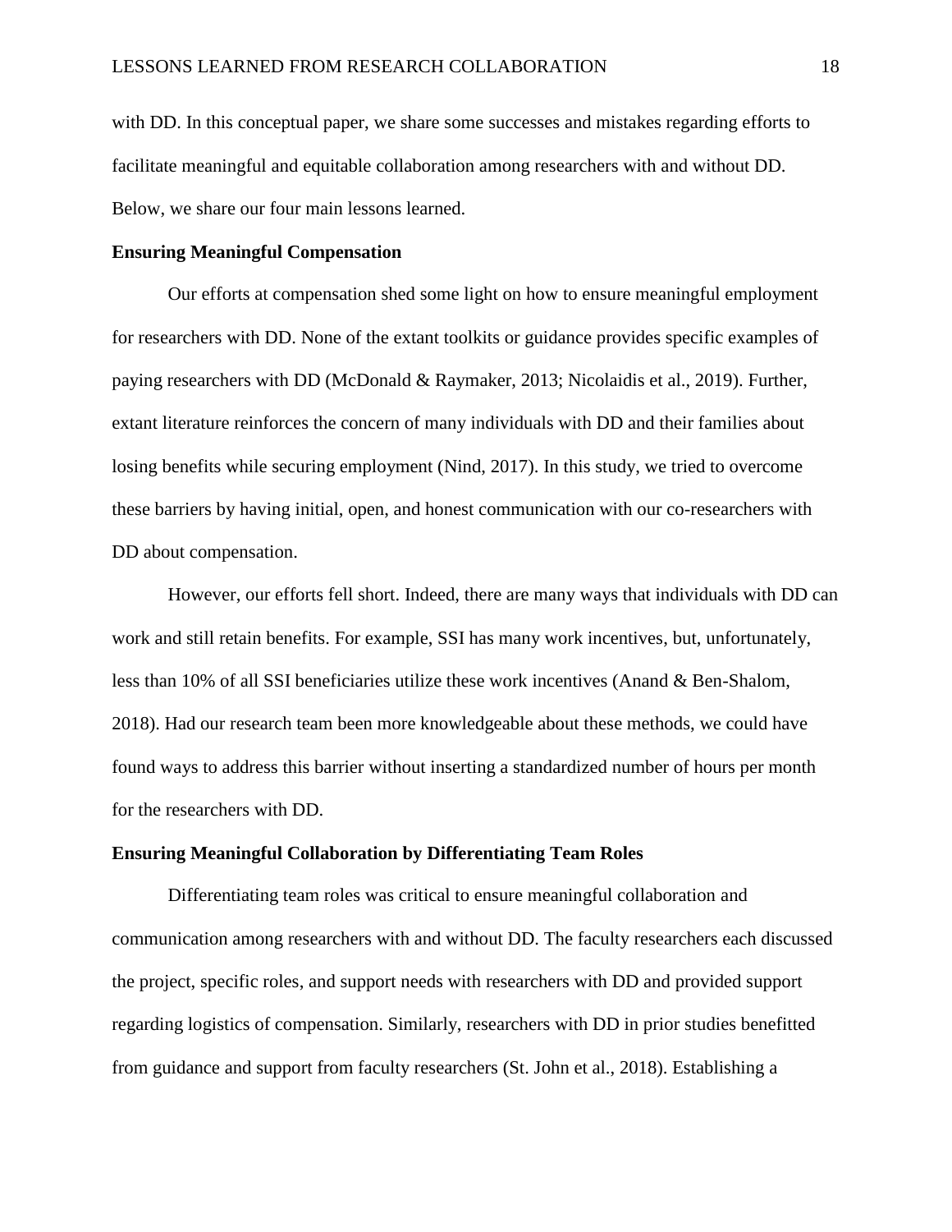with DD. In this conceptual paper, we share some successes and mistakes regarding efforts to facilitate meaningful and equitable collaboration among researchers with and without DD. Below, we share our four main lessons learned.

### Ensuring Meaningful Compensation

Our efforts at compensation shed some light on how to ensure meaningful employment for researchers with DD. None of the extant toolkits or guidance provides specific examples of paying researchers with DD (McDonald & Raymaker, 2013; Nicolaidis et al., 2019). Further, extant literature reinforces the concern of many individuals with DD and their families about losing benefits while securing employment (Nind, 2017). In this study, we tried to overcome these barriers by having initial, open, and honest communication with our co-researchers with DD about compensation.

However, our efforts fell short. Indeed, there are many ways that individuals with DD can work and still retain benefits. For example, SSI has many work incentives, but, unfortunately, less than 10% of all SSI beneficiaries utilize these work incentives (Anand & Ben-Shalom, 2018). Had our research team been more knowledgeable about these methods, we could have found ways to address this barrier without inserting a standardized number of hours per month for the researchers with DD.

### Ensuring Meaningful Collaboration by Differentiating Team Roles

Differentiating team roles was critical to ensure meaningful collaboration and communication among researchers with and without DD. The faculty researchers each discussed the project, specific roles, and support needs with researchers with DD and provided support regarding logistics of compensation. Similarly, researchers with DD in prior studies benefitted from guidance and support from faculty researchers (St. John et al., 2018). Establishing a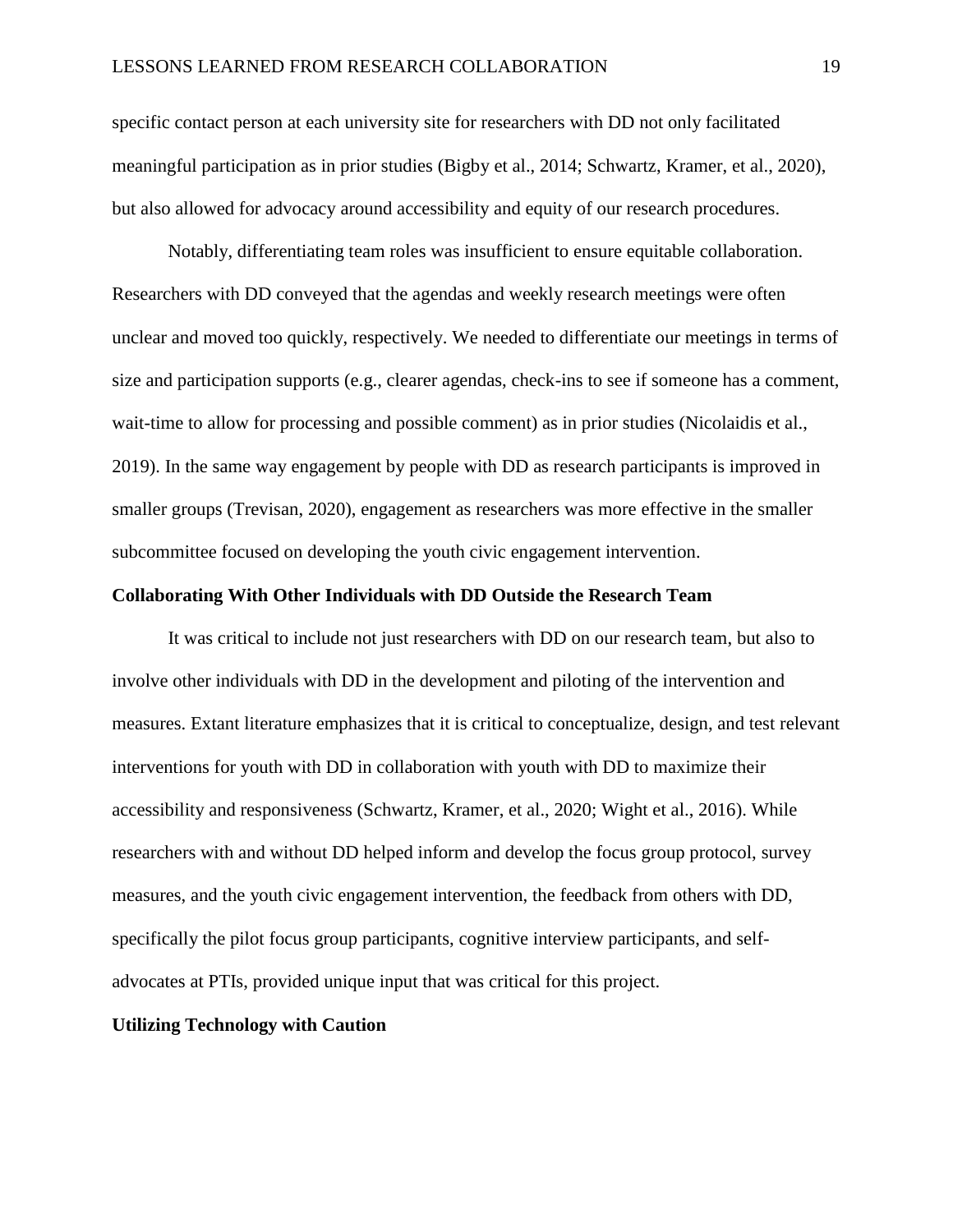specific contact person at each university site for researchers with DD not only facilitated meaningful participation as in prior studies (Bigby et al., 2014; Schwartz, Kramer, et al., 2020), but also allowed for advocacy around accessibility and equity of our research procedures.

Notably, differentiating team roles was insufficient to ensure equitable collaboration. Researchers with DD conveyed that the agendas and weekly research meetings were often unclear and moved too quickly, respectively. We needed to differentiate our meetings in terms of size and participation supports (e.g., clearer agendas, check-ins to see if someone has a comment, wait-time to allow for processing and possible comment) as in prior studies (Nicolaidis et al., 2019). In the same way engagement by people with DD as research participants is improved in smaller groups (Trevisan, 2020), engagement as researchers was more effective in the smaller subcommittee focused on developing the youth civic engagement intervention.

**Collaborating With Other Individuals with DD Outside the Research Team**

It was critical to include not just researchers with DD on our research team, but also to involve other individuals with DD in the development and piloting of the intervention and measures. Extant literature emphasizes that it is critical to conceptualize, design, and test relevant interventions for youth with DD in collaboration with youth with DD to maximize their accessibility and responsiveness (Schwartz, Kramer, et al., 2020; Wight et al., 2016). While researchers with and without DD helped inform and develop the focus group protocol, survey measures, and the youth civic engagement intervention, the feedback from others with DD, specifically the pilot focus group participants, cognitive interview participants, and self-advocates at PTIs, provided unique input that was critical for this project.

**Utilizing Technology with Caution**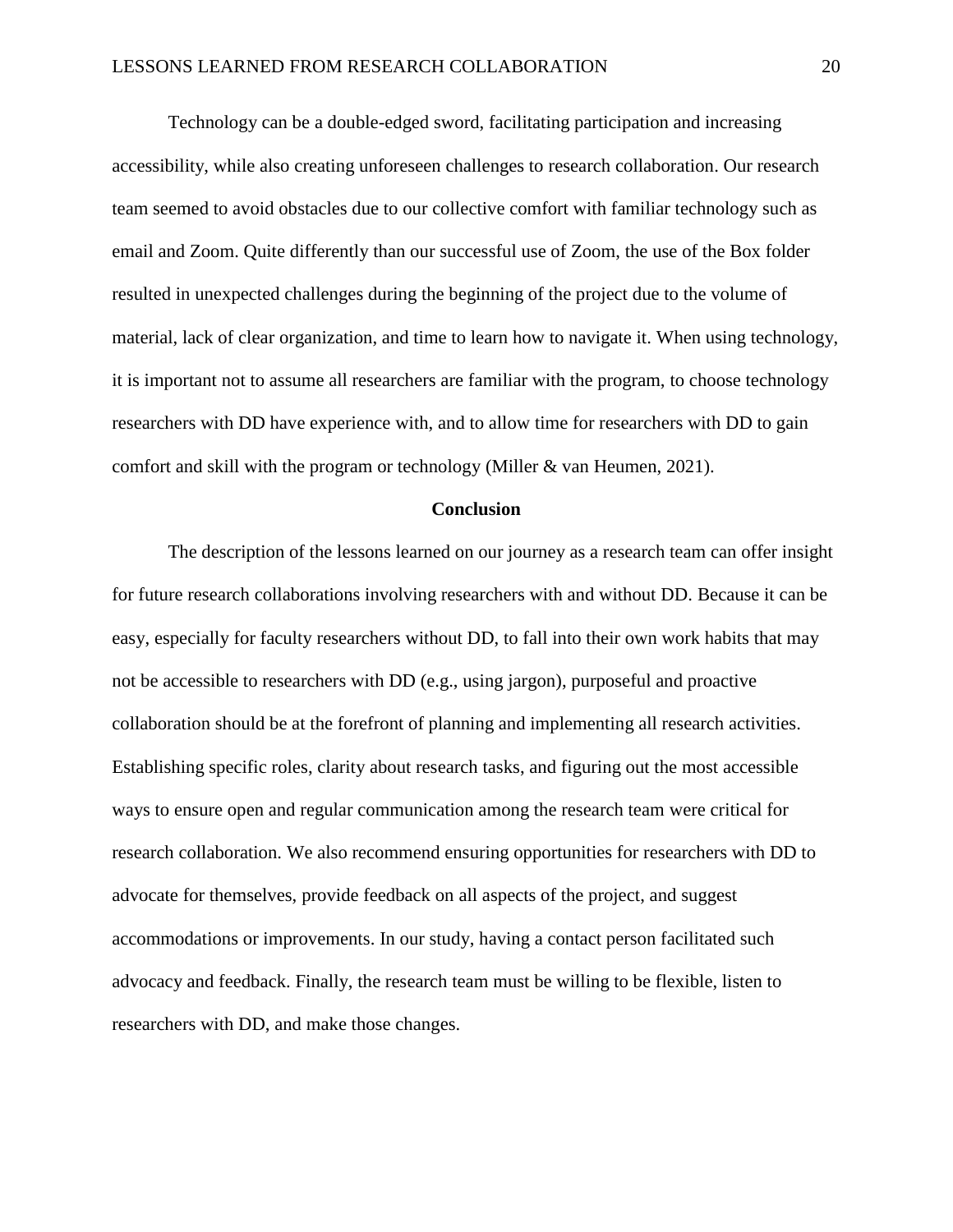Technology can be a double-edged sword, facilitating participation and increasing accessibility, while also creating unforeseen challenges to research collaboration. Our research team seemed to avoid obstacles due to our collective comfort with familiar technology such as email and Zoom. Quite differently than our successful use of Zoom, the use of the Box folder resulted in unexpected challenges during the beginning of the project due to the volume of material, lack of clear organization, and time to learn how to navigate it. When using technology, it is important not to assume all researchers are familiar with the program, to choose technology researchers with DD have experience with, and to allow time for researchers with DD to gain comfort and skill with the program or technology (Miller & van Heumen, 2021).

## Conclusion

The description of the lessons learned on our journey as a research team can offer insight for future research collaborations involving researchers with and without DD. Because it can be easy, especially for faculty researchers without DD, to fall into their own work habits that may not be accessible to researchers with DD (e.g., using jargon), purposeful and proactive collaboration should be at the forefront of planning and implementing all research activities. Establishing specific roles, clarity about research tasks, and figuring out the most accessible ways to ensure open and regular communication among the research team were critical for research collaboration. We also recommend ensuring opportunities for researchers with DD to advocate for themselves, provide feedback on all aspects of the project, and suggest accommodations or improvements. In our study, having a contact person facilitated such advocacy and feedback. Finally, the research team must be willing to be flexible, listen to researchers with DD, and make those changes.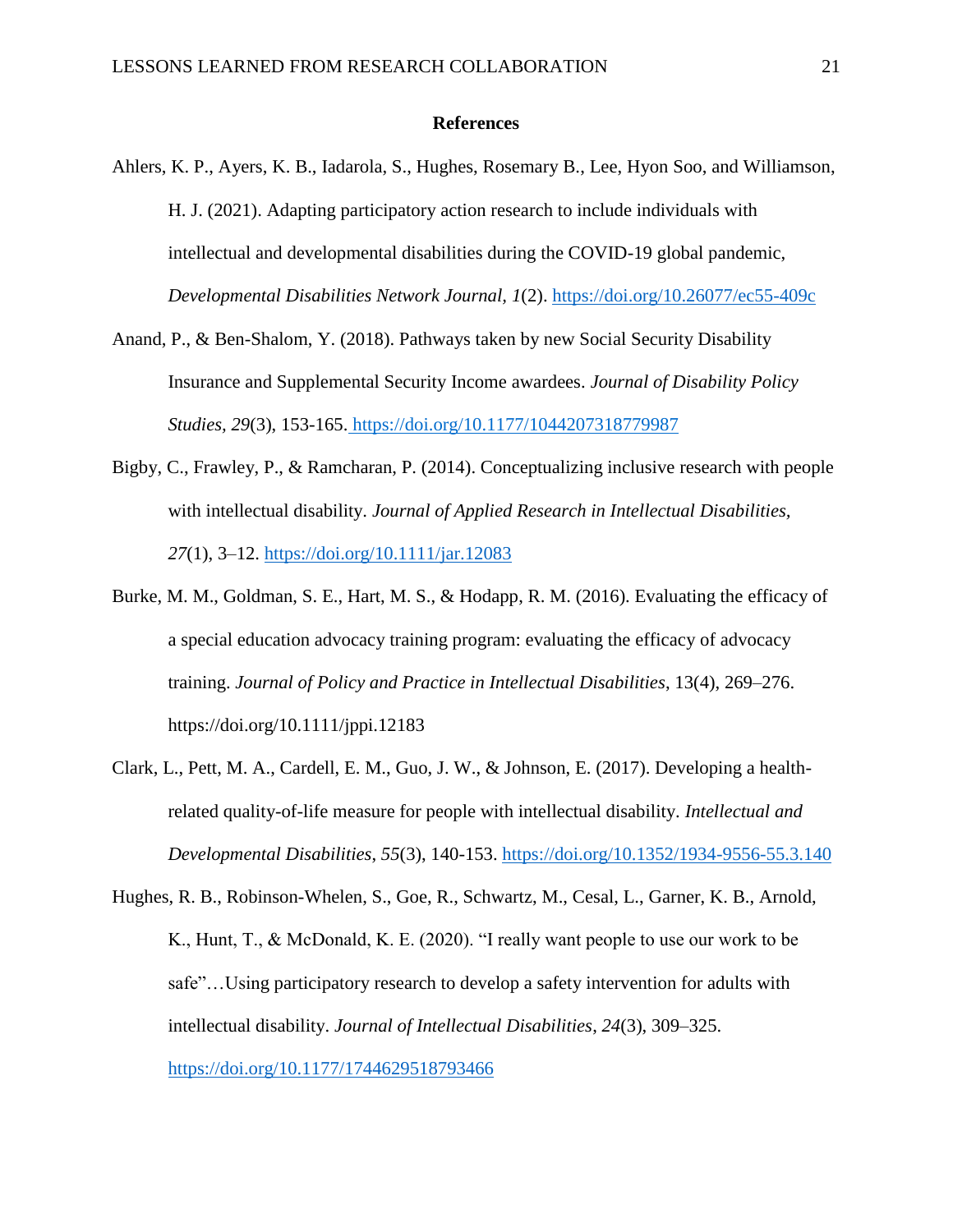## References

Ahlers, K. P., Ayers, K. B., Iadarola, S., Hughes, Rosemary B., Lee, Hyon Soo, and Williamson, H. J. (2021). Adapting participatory action research to include individuals with intellectual and developmental disabilities during the COVID-19 global pandemic, *Developmental Disabilities Network Journal, 1*(2). https://doi.org/10.26077/ec55-409c

Anand, P., & Ben-Shalom, Y. (2018). Pathways taken by new Social Security Disability Insurance and Supplemental Security Income awardees. *Journal of Disability Policy Studies, 29*(3), 153-165. https://doi.org/10.1177/1044207318779987

Bigby, C., Frawley, P., & Ramcharan, P. (2014). Conceptualizing inclusive research with people with intellectual disability. *Journal of Applied Research in Intellectual Disabilities, 27*(1), 3–12. https://doi.org/10.1111/jar.12083

Burke, M. M., Goldman, S. E., Hart, M. S., & Hodapp, R. M. (2016). Evaluating the efficacy of a special education advocacy training program: evaluating the efficacy of advocacy training. *Journal of Policy and Practice in Intellectual Disabilities*, 13(4), 269–276. https://doi.org/10.1111/jppi.12183

Clark, L., Pett, M. A., Cardell, E. M., Guo, J. W., & Johnson, E. (2017). Developing a health-related quality-of-life measure for people with intellectual disability. *Intellectual and Developmental Disabilities*, *55*(3), 140-153. https://doi.org/10.1352/1934-9556-55.3.140

Hughes, R. B., Robinson-Whelen, S., Goe, R., Schwartz, M., Cesal, L., Garner, K. B., Arnold, K., Hunt, T., & McDonald, K. E. (2020). "I really want people to use our work to be safe"…Using participatory research to develop a safety intervention for adults with intellectual disability. *Journal of Intellectual Disabilities*, *24*(3), 309–325. https://doi.org/10.1177/1744629518793466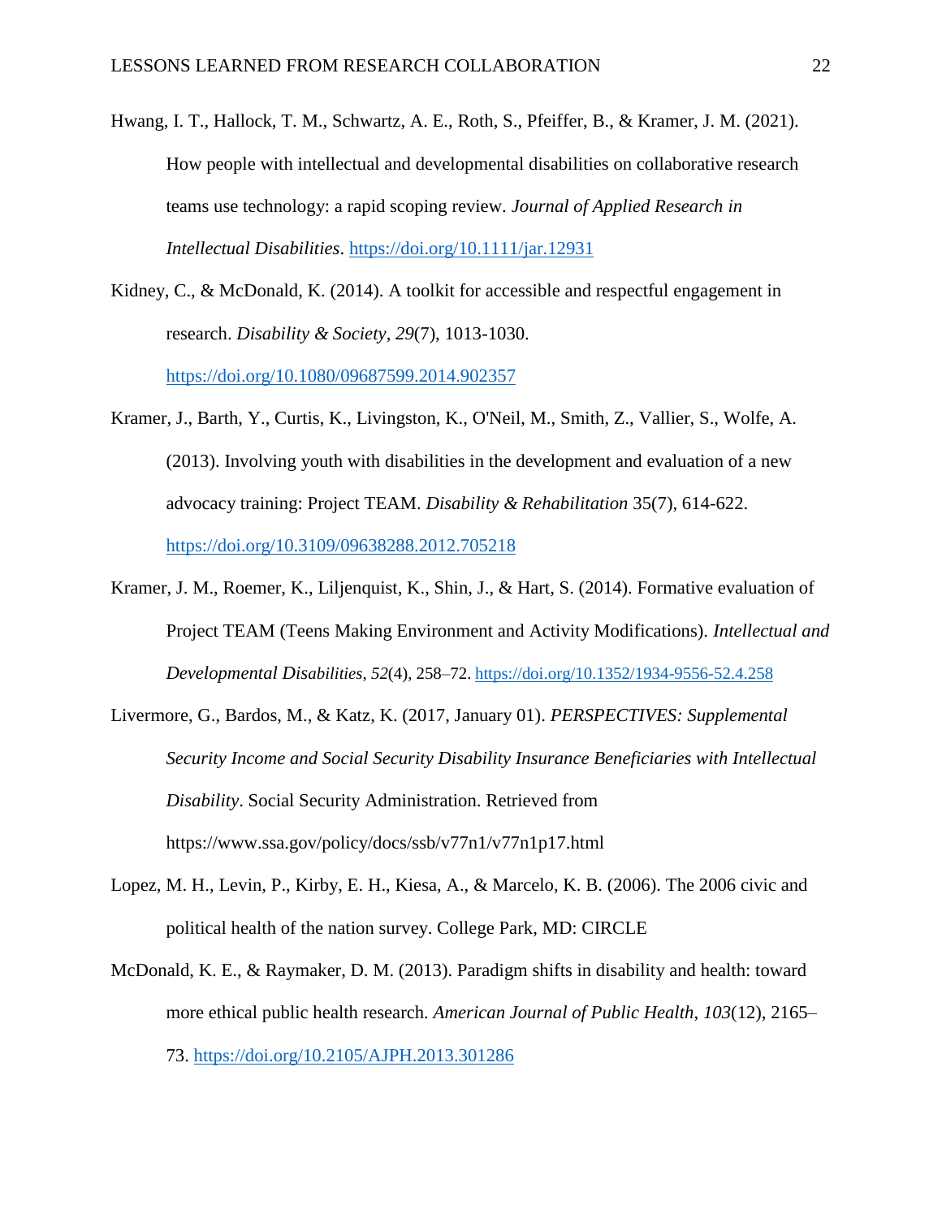Hwang, I. T., Hallock, T. M., Schwartz, A. E., Roth, S., Pfeiffer, B., & Kramer, J. M. (2021). How people with intellectual and developmental disabilities on collaborative research teams use technology: a rapid scoping review. *Journal of Applied Research in Intellectual Disabilities*. https://doi.org/10.1111/jar.12931

Kidney, C., & McDonald, K. (2014). A toolkit for accessible and respectful engagement in research. *Disability & Society*, *29*(7), 1013-1030. https://doi.org/10.1080/09687599.2014.902357

Kramer, J., Barth, Y., Curtis, K., Livingston, K., O'Neil, M., Smith, Z., Vallier, S., Wolfe, A. (2013). Involving youth with disabilities in the development and evaluation of a new advocacy training: Project TEAM. *Disability & Rehabilitation* 35(7), 614-622. https://doi.org/10.3109/09638288.2012.705218

Kramer, J. M., Roemer, K., Liljenquist, K., Shin, J., & Hart, S. (2014). Formative evaluation of Project TEAM (Teens Making Environment and Activity Modifications). *Intellectual and Developmental Disabilities*, *52*(4), 258–72. https://doi.org/10.1352/1934-9556-52.4.258

Livermore, G., Bardos, M., & Katz, K. (2017, January 01). *PERSPECTIVES: Supplemental Security Income and Social Security Disability Insurance Beneficiaries with Intellectual Disability*. Social Security Administration. Retrieved from https://www.ssa.gov/policy/docs/ssb/v77n1/v77n1p17.html

Lopez, M. H., Levin, P., Kirby, E. H., Kiesa, A., & Marcelo, K. B. (2006). The 2006 civic and political health of the nation survey. College Park, MD: CIRCLE

McDonald, K. E., & Raymaker, D. M. (2013). Paradigm shifts in disability and health: toward more ethical public health research. *American Journal of Public Health*, *103*(12), 2165–73. https://doi.org/10.2105/AJPH.2013.301286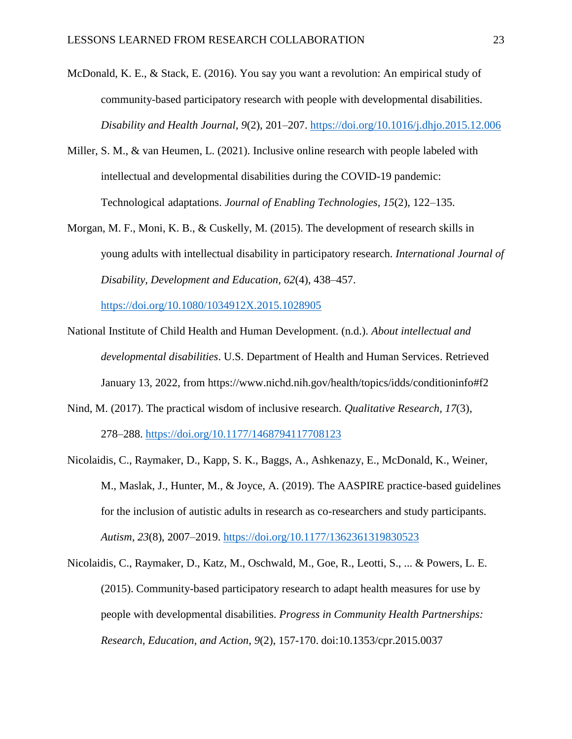McDonald, K. E., & Stack, E. (2016). You say you want a revolution: An empirical study of community-based participatory research with people with developmental disabilities. *Disability and Health Journal*, *9*(2), 201–207. https://doi.org/10.1016/j.dhjo.2015.12.006

Miller, S. M., & van Heumen, L. (2021). Inclusive online research with people labeled with intellectual and developmental disabilities during the COVID-19 pandemic: Technological adaptations. *Journal of Enabling Technologies*, *15*(2), 122–135.

Morgan, M. F., Moni, K. B., & Cuskelly, M. (2015). The development of research skills in young adults with intellectual disability in participatory research. *International Journal of Disability, Development and Education, 62*(4), 438–457. https://doi.org/10.1080/1034912X.2015.1028905

National Institute of Child Health and Human Development. (n.d.). *About intellectual and developmental disabilities*. U.S. Department of Health and Human Services. Retrieved January 13, 2022, from https://www.nichd.nih.gov/health/topics/idds/conditioninfo#f2

Nind, M. (2017). The practical wisdom of inclusive research. *Qualitative Research*, *17*(3), 278–288. https://doi.org/10.1177/1468794117708123

Nicolaidis, C., Raymaker, D., Kapp, S. K., Baggs, A., Ashkenazy, E., McDonald, K., Weiner, M., Maslak, J., Hunter, M., & Joyce, A. (2019). The AASPIRE practice-based guidelines for the inclusion of autistic adults in research as co-researchers and study participants. *Autism*, *23*(8), 2007–2019. https://doi.org/10.1177/1362361319830523

Nicolaidis, C., Raymaker, D., Katz, M., Oschwald, M., Goe, R., Leotti, S., ... & Powers, L. E. (2015). Community-based participatory research to adapt health measures for use by people with developmental disabilities. *Progress in Community Health Partnerships: Research, Education, and Action*, *9*(2), 157-170. doi:10.1353/cpr.2015.0037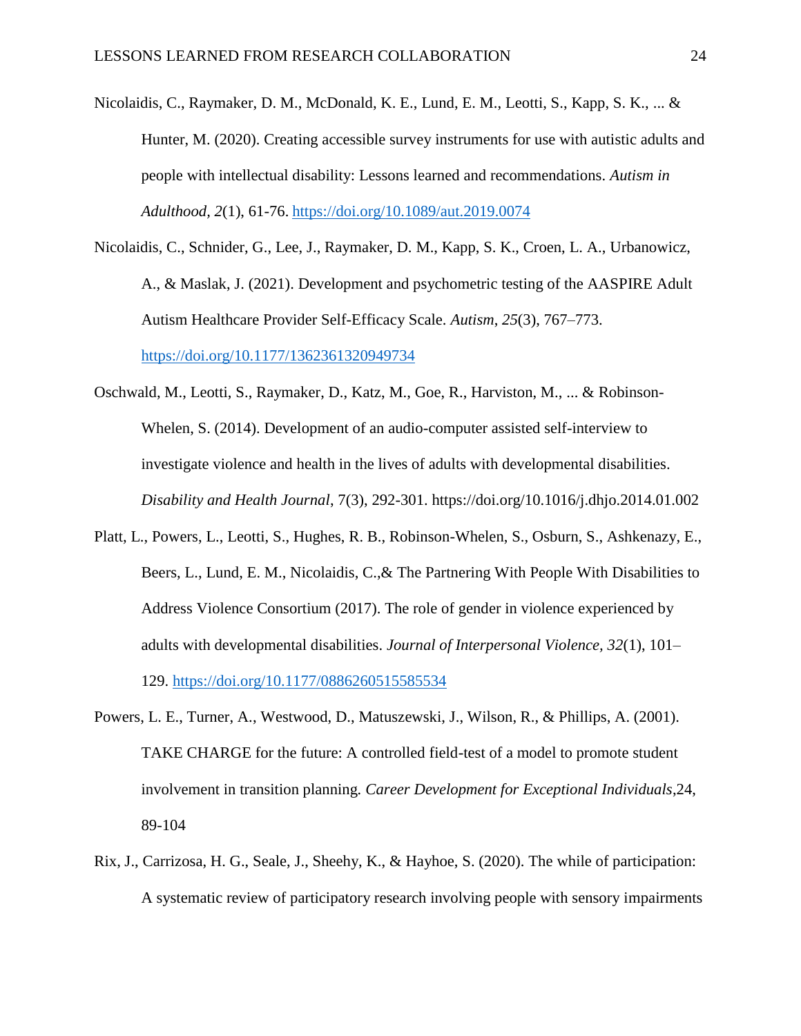Nicolaidis, C., Raymaker, D. M., McDonald, K. E., Lund, E. M., Leotti, S., Kapp, S. K., ... & Hunter, M. (2020). Creating accessible survey instruments for use with autistic adults and people with intellectual disability: Lessons learned and recommendations. *Autism in Adulthood, 2*(1), 61-76. https://doi.org/10.1089/aut.2019.0074

Nicolaidis, C., Schnider, G., Lee, J., Raymaker, D. M., Kapp, S. K., Croen, L. A., Urbanowicz, A., & Maslak, J. (2021). Development and psychometric testing of the AASPIRE Adult Autism Healthcare Provider Self-Efficacy Scale. *Autism*, *25*(3), 767–773. https://doi.org/10.1177/1362361320949734

Oschwald, M., Leotti, S., Raymaker, D., Katz, M., Goe, R., Harviston, M., ... & Robinson-Whelen, S. (2014). Development of an audio-computer assisted self-interview to investigate violence and health in the lives of adults with developmental disabilities. *Disability and Health Journal*, 7(3), 292-301. https://doi.org/10.1016/j.dhjo.2014.01.002

Platt, L., Powers, L., Leotti, S., Hughes, R. B., Robinson-Whelen, S., Osburn, S., Ashkenazy, E., Beers, L., Lund, E. M., Nicolaidis, C.,& The Partnering With People With Disabilities to Address Violence Consortium (2017). The role of gender in violence experienced by adults with developmental disabilities. *Journal of Interpersonal Violence, 32*(1), 101–129. https://doi.org/10.1177/0886260515585534

Powers, L. E., Turner, A., Westwood, D., Matuszewski, J., Wilson, R., & Phillips, A. (2001). TAKE CHARGE for the future: A controlled field-test of a model to promote student involvement in transition planning. *Career Development for Exceptional Individuals*,24, 89-104

Rix, J., Carrizosa, H. G., Seale, J., Sheehy, K., & Hayhoe, S. (2020). The while of participation: A systematic review of participatory research involving people with sensory impairments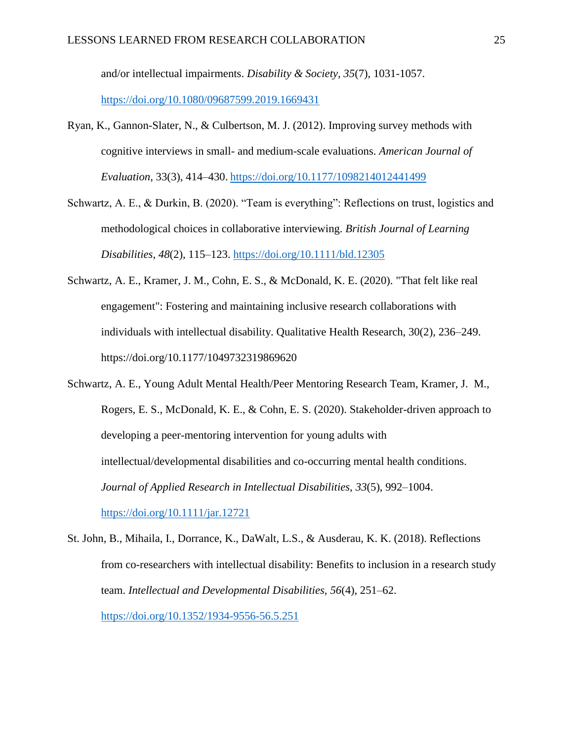and/or intellectual impairments. *Disability & Society*, *35*(7), 1031-1057. https://doi.org/10.1080/09687599.2019.1669431

Ryan, K., Gannon-Slater, N., & Culbertson, M. J. (2012). Improving survey methods with cognitive interviews in small- and medium-scale evaluations. *American Journal of Evaluation*, 33(3), 414–430. https://doi.org/10.1177/1098214012441499

Schwartz, A. E., & Durkin, B. (2020). "Team is everything": Reflections on trust, logistics and methodological choices in collaborative interviewing. *British Journal of Learning Disabilities*, *48*(2), 115–123. https://doi.org/10.1111/bld.12305

Schwartz, A. E., Kramer, J. M., Cohn, E. S., & McDonald, K. E. (2020). "That felt like real engagement": Fostering and maintaining inclusive research collaborations with individuals with intellectual disability. Qualitative Health Research, 30(2), 236–249. https://doi.org/10.1177/1049732319869620

Schwartz, A. E., Young Adult Mental Health/Peer Mentoring Research Team, Kramer, J. M., Rogers, E. S., McDonald, K. E., & Cohn, E. S. (2020). Stakeholder-driven approach to developing a peer-mentoring intervention for young adults with intellectual/developmental disabilities and co-occurring mental health conditions. *Journal of Applied Research in Intellectual Disabilities, 33*(5), 992–1004. https://doi.org/10.1111/jar.12721

St. John, B., Mihaila, I., Dorrance, K., DaWalt, L.S., & Ausderau, K. K. (2018). Reflections from co-researchers with intellectual disability: Benefits to inclusion in a research study team. *Intellectual and Developmental Disabilities, 56*(4), 251–62. https://doi.org/10.1352/1934-9556-56.5.251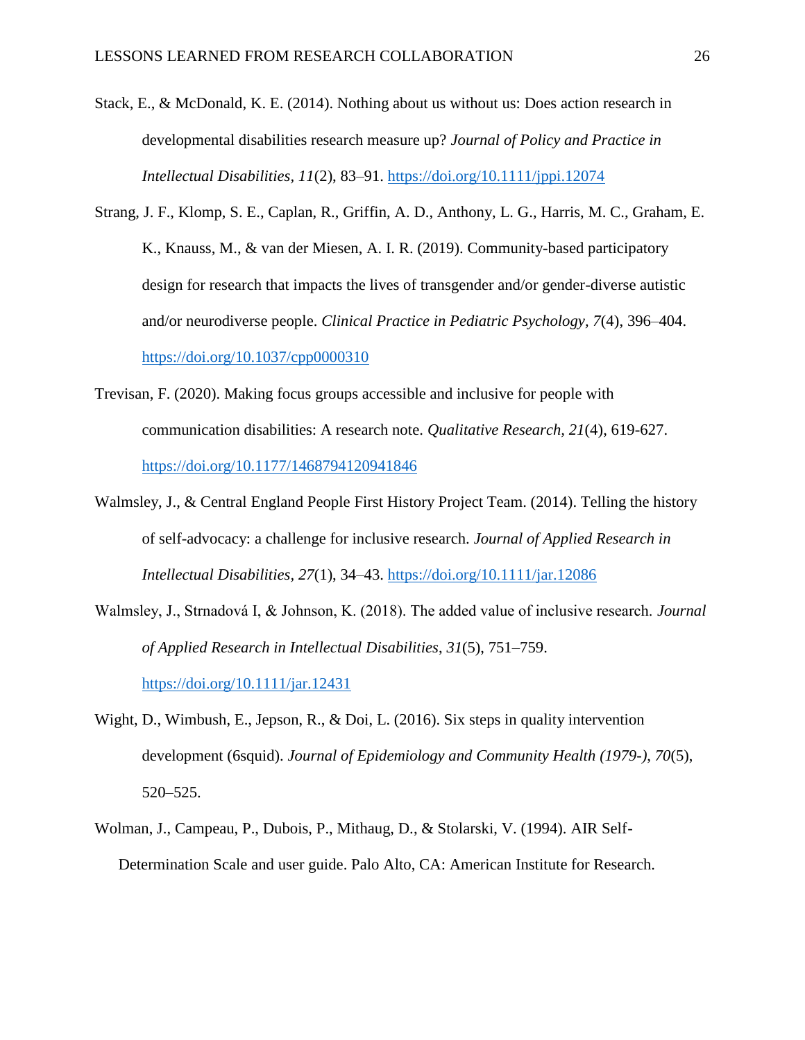Stack, E., & McDonald, K. E. (2014). Nothing about us without us: Does action research in developmental disabilities research measure up? *Journal of Policy and Practice in Intellectual Disabilities*, *11*(2), 83–91. https://doi.org/10.1111/jppi.12074

Strang, J. F., Klomp, S. E., Caplan, R., Griffin, A. D., Anthony, L. G., Harris, M. C., Graham, E. K., Knauss, M., & van der Miesen, A. I. R. (2019). Community-based participatory design for research that impacts the lives of transgender and/or gender-diverse autistic and/or neurodiverse people. *Clinical Practice in Pediatric Psychology*, *7*(4), 396–404. https://doi.org/10.1037/cpp0000310

Trevisan, F. (2020). Making focus groups accessible and inclusive for people with communication disabilities: A research note. *Qualitative Research*, *21*(4), 619-627. https://doi.org/10.1177/1468794120941846

Walmsley, J., & Central England People First History Project Team. (2014). Telling the history of self-advocacy: a challenge for inclusive research. *Journal of Applied Research in Intellectual Disabilities*, *27*(1), 34–43. https://doi.org/10.1111/jar.12086

Walmsley, J., Strnadová I, & Johnson, K. (2018). The added value of inclusive research. *Journal of Applied Research in Intellectual Disabilities*, *31*(5), 751–759. https://doi.org/10.1111/jar.12431

Wight, D., Wimbush, E., Jepson, R., & Doi, L. (2016). Six steps in quality intervention development (6squid). *Journal of Epidemiology and Community Health (1979-)*, *70*(5), 520–525.

Wolman, J., Campeau, P., Dubois, P., Mithaug, D., & Stolarski, V. (1994). AIR Self-Determination Scale and user guide. Palo Alto, CA: American Institute for Research.